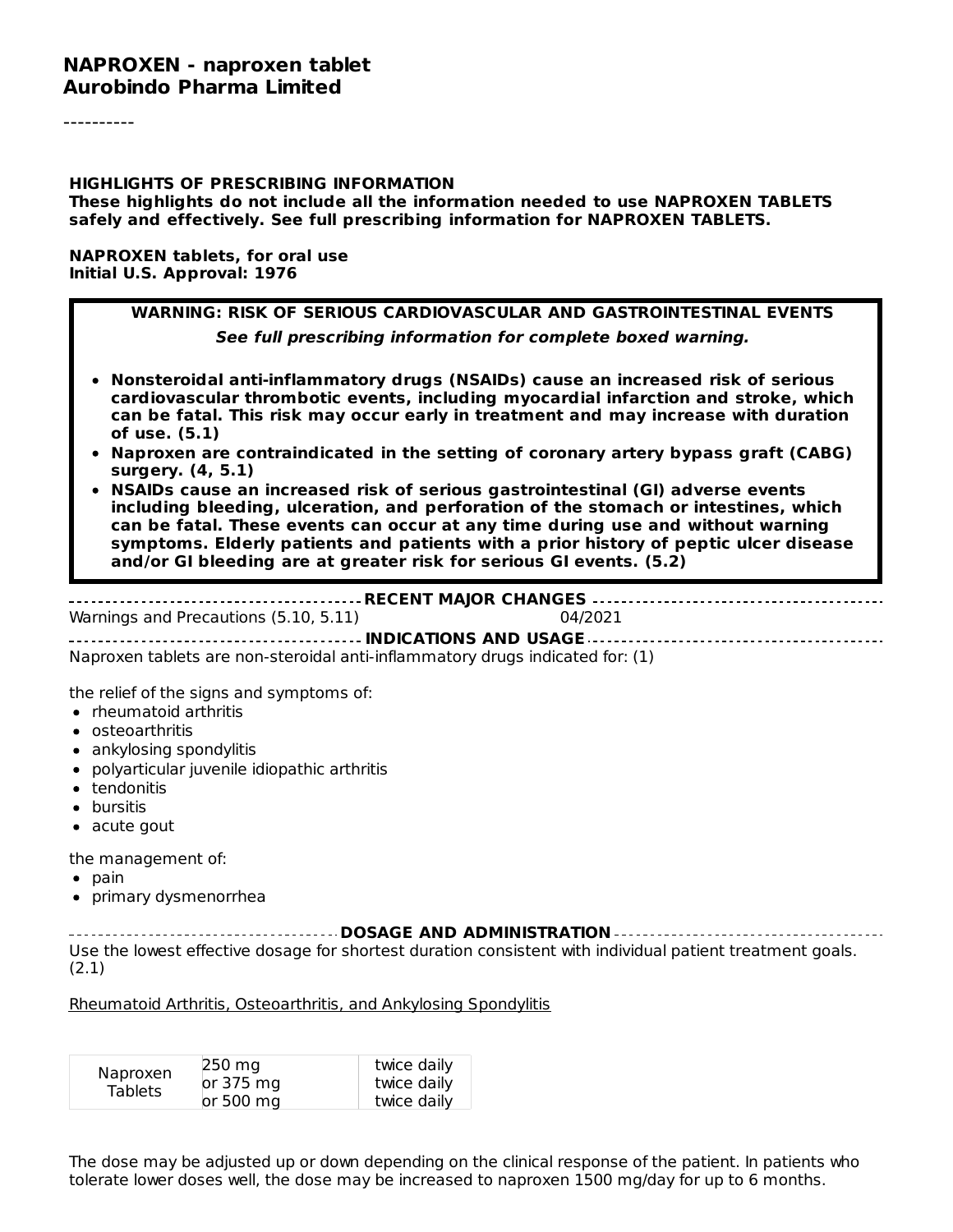# NAPROXEN - naproxen tablet

**Aurobindo Pharma Limited**

----------

**HIGHLIGHTS OF PRESCRIBING INFORMATION**
**These highlights do not include all the information needed to use NAPROXEN TABLETS safely and effectively. See full prescribing information for NAPROXEN TABLETS.**

**NAPROXEN tablets, for oral use**
**Initial U.S. Approval: 1976**

**WARNING: RISK OF SERIOUS CARDIOVASCULAR AND GASTROINTESTINAL EVENTS**

***See full prescribing information for complete boxed warning.***

- **Nonsteroidal anti-inflammatory drugs (NSAIDs) cause an increased risk of serious cardiovascular thrombotic events, including myocardial infarction and stroke, which can be fatal. This risk may occur early in treatment and may increase with duration of use. (5.1)**
- **Naproxen are contraindicated in the setting of coronary artery bypass graft (CABG) surgery. (4, 5.1)**
- **NSAIDs cause an increased risk of serious gastrointestinal (GI) adverse events including bleeding, ulceration, and perforation of the stomach or intestines, which can be fatal. These events can occur at any time during use and without warning symptoms. Elderly patients and patients with a prior history of peptic ulcer disease and/or GI bleeding are at greater risk for serious GI events. (5.2)**

## RECENT MAJOR CHANGES

Warnings and Precautions (5.10, 5.11) 04/2021

## INDICATIONS AND USAGE

Naproxen tablets are non-steroidal anti-inflammatory drugs indicated for: (1)

the relief of the signs and symptoms of:

- rheumatoid arthritis
- osteoarthritis
- ankylosing spondylitis
- polyarticular juvenile idiopathic arthritis
- tendonitis
- bursitis
- acute gout

the management of:

- pain
- primary dysmenorrhea

## DOSAGE AND ADMINISTRATION

Use the lowest effective dosage for shortest duration consistent with individual patient treatment goals. (2.1)

Rheumatoid Arthritis, Osteoarthritis, and Ankylosing Spondylitis

| | | |
|---|---|---|
| Naproxen Tablets | 250 mg<br>or 375 mg<br>or 500 mg | twice daily<br>twice daily<br>twice daily |

The dose may be adjusted up or down depending on the clinical response of the patient. In patients who tolerate lower doses well, the dose may be increased to naproxen 1500 mg/day for up to 6 months.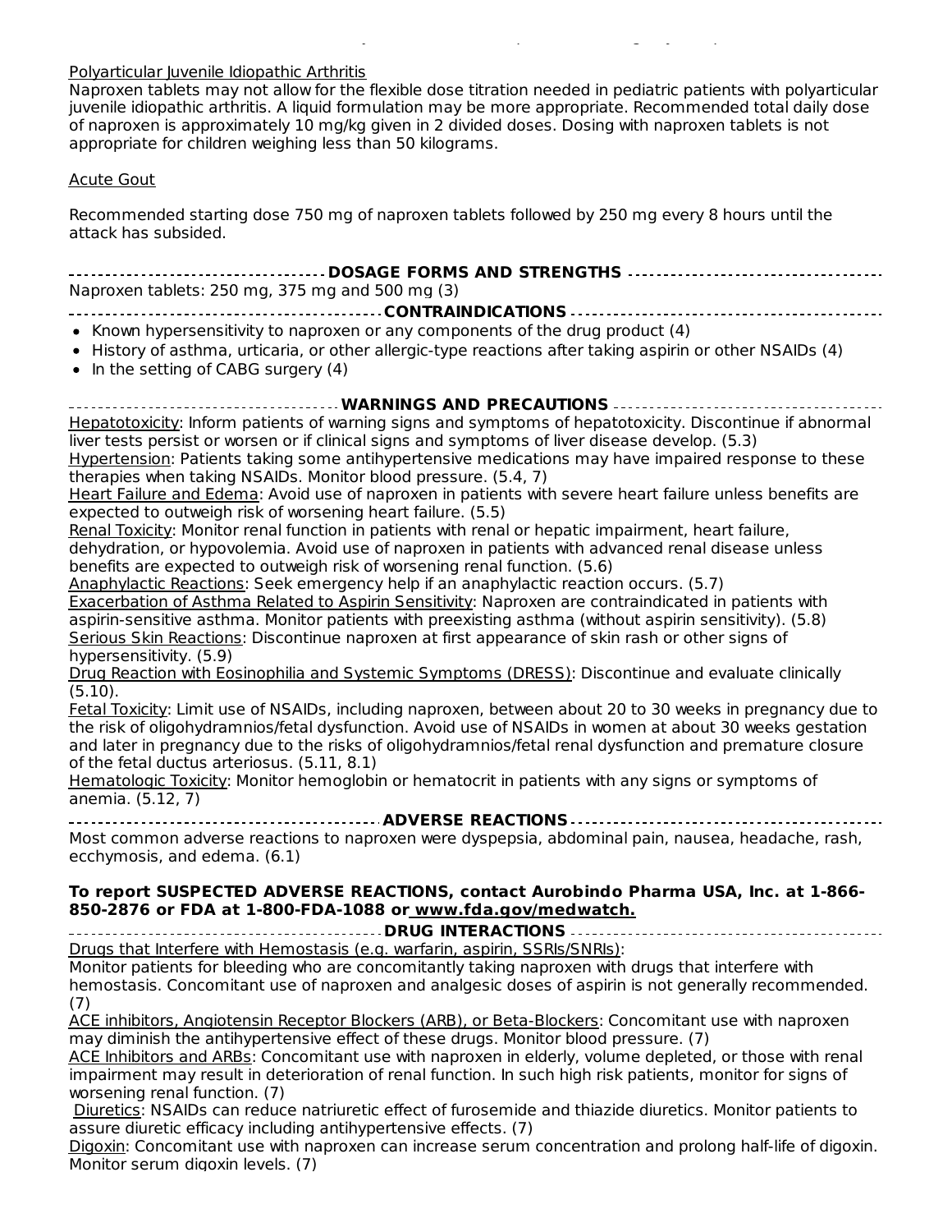Polyarticular Juvenile Idiopathic Arthritis

Naproxen tablets may not allow for the flexible dose titration needed in pediatric patients with polyarticular juvenile idiopathic arthritis. A liquid formulation may be more appropriate. Recommended total daily dose of naproxen is approximately 10 mg/kg given in 2 divided doses. Dosing with naproxen tablets is not appropriate for children weighing less than 50 kilograms.

Acute Gout

Recommended starting dose 750 mg of naproxen tablets followed by 250 mg every 8 hours until the attack has subsided.

## DOSAGE FORMS AND STRENGTHS

Naproxen tablets: 250 mg, 375 mg and 500 mg (3)

## CONTRAINDICATIONS

- Known hypersensitivity to naproxen or any components of the drug product (4)
- History of asthma, urticaria, or other allergic-type reactions after taking aspirin or other NSAIDs (4)
- In the setting of CABG surgery (4)

## WARNINGS AND PRECAUTIONS

Hepatotoxicity: Inform patients of warning signs and symptoms of hepatotoxicity. Discontinue if abnormal liver tests persist or worsen or if clinical signs and symptoms of liver disease develop. (5.3)

Hypertension: Patients taking some antihypertensive medications may have impaired response to these therapies when taking NSAIDs. Monitor blood pressure. (5.4, 7)

Heart Failure and Edema: Avoid use of naproxen in patients with severe heart failure unless benefits are expected to outweigh risk of worsening heart failure. (5.5)

Renal Toxicity: Monitor renal function in patients with renal or hepatic impairment, heart failure, dehydration, or hypovolemia. Avoid use of naproxen in patients with advanced renal disease unless benefits are expected to outweigh risk of worsening renal function. (5.6)

Anaphylactic Reactions: Seek emergency help if an anaphylactic reaction occurs. (5.7)

Exacerbation of Asthma Related to Aspirin Sensitivity: Naproxen are contraindicated in patients with aspirin-sensitive asthma. Monitor patients with preexisting asthma (without aspirin sensitivity). (5.8)

Serious Skin Reactions: Discontinue naproxen at first appearance of skin rash or other signs of hypersensitivity. (5.9)

Drug Reaction with Eosinophilia and Systemic Symptoms (DRESS): Discontinue and evaluate clinically (5.10).

Fetal Toxicity: Limit use of NSAIDs, including naproxen, between about 20 to 30 weeks in pregnancy due to the risk of oligohydramnios/fetal dysfunction. Avoid use of NSAIDs in women at about 30 weeks gestation and later in pregnancy due to the risks of oligohydramnios/fetal renal dysfunction and premature closure of the fetal ductus arteriosus. (5.11, 8.1)

Hematologic Toxicity: Monitor hemoglobin or hematocrit in patients with any signs or symptoms of anemia. (5.12, 7)

## ADVERSE REACTIONS

Most common adverse reactions to naproxen were dyspepsia, abdominal pain, nausea, headache, rash, ecchymosis, and edema. (6.1)

**To report SUSPECTED ADVERSE REACTIONS, contact Aurobindo Pharma USA, Inc. at 1-866-850-2876 or FDA at 1-800-FDA-1088 or www.fda.gov/medwatch.**

## DRUG INTERACTIONS

Drugs that Interfere with Hemostasis (e.g. warfarin, aspirin, SSRIs/SNRIs):
Monitor patients for bleeding who are concomitantly taking naproxen with drugs that interfere with hemostasis. Concomitant use of naproxen and analgesic doses of aspirin is not generally recommended. (7)

ACE inhibitors, Angiotensin Receptor Blockers (ARB), or Beta-Blockers: Concomitant use with naproxen may diminish the antihypertensive effect of these drugs. Monitor blood pressure. (7)

ACE Inhibitors and ARBs: Concomitant use with naproxen in elderly, volume depleted, or those with renal impairment may result in deterioration of renal function. In such high risk patients, monitor for signs of worsening renal function. (7)

Diuretics: NSAIDs can reduce natriuretic effect of furosemide and thiazide diuretics. Monitor patients to assure diuretic efficacy including antihypertensive effects. (7)

Digoxin: Concomitant use with naproxen can increase serum concentration and prolong half-life of digoxin. Monitor serum digoxin levels. (7)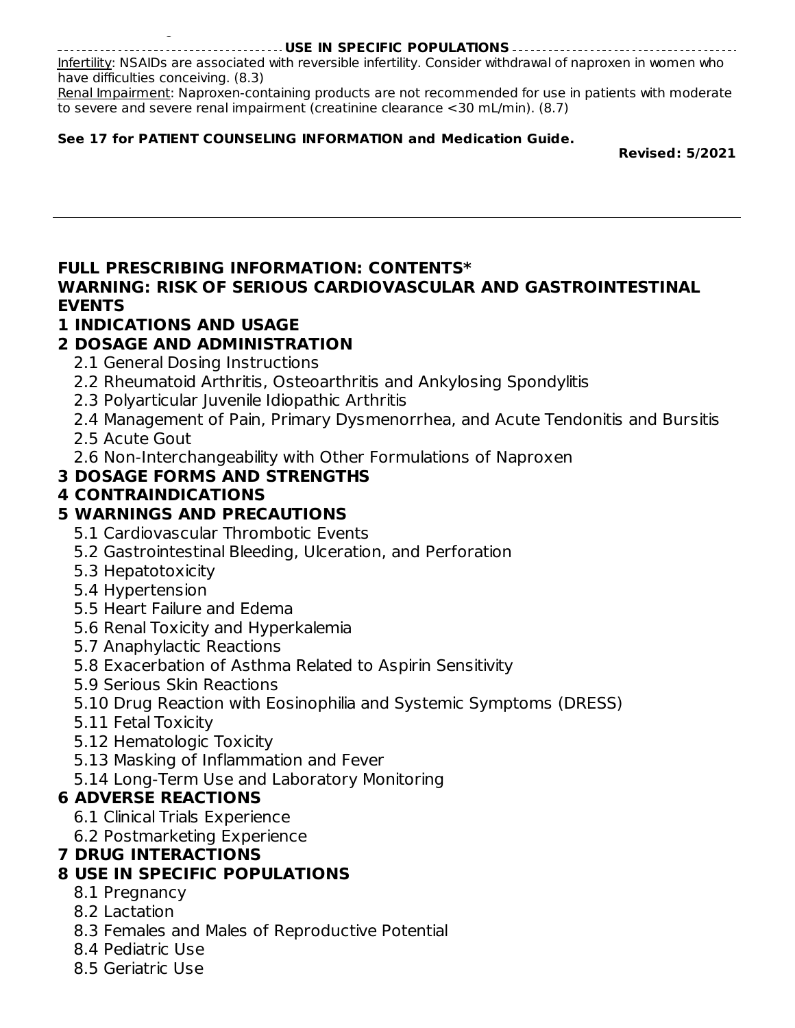**USE IN SPECIFIC POPULATIONS**

Infertility: NSAIDs are associated with reversible infertility. Consider withdrawal of naproxen in women who have difficulties conceiving. (8.3)

Renal Impairment: Naproxen-containing products are not recommended for use in patients with moderate to severe and severe renal impairment (creatinine clearance <30 mL/min). (8.7)

**See 17 for PATIENT COUNSELING INFORMATION and Medication Guide.**

**Revised: 5/2021**

---

## FULL PRESCRIBING INFORMATION: CONTENTS*

**WARNING: RISK OF SERIOUS CARDIOVASCULAR AND GASTROINTESTINAL EVENTS**

**1 INDICATIONS AND USAGE**

**2 DOSAGE AND ADMINISTRATION**
- 2.1 General Dosing Instructions
- 2.2 Rheumatoid Arthritis, Osteoarthritis and Ankylosing Spondylitis
- 2.3 Polyarticular Juvenile Idiopathic Arthritis
- 2.4 Management of Pain, Primary Dysmenorrhea, and Acute Tendonitis and Bursitis
- 2.5 Acute Gout
- 2.6 Non-Interchangeability with Other Formulations of Naproxen

**3 DOSAGE FORMS AND STRENGTHS**

**4 CONTRAINDICATIONS**

**5 WARNINGS AND PRECAUTIONS**
- 5.1 Cardiovascular Thrombotic Events
- 5.2 Gastrointestinal Bleeding, Ulceration, and Perforation
- 5.3 Hepatotoxicity
- 5.4 Hypertension
- 5.5 Heart Failure and Edema
- 5.6 Renal Toxicity and Hyperkalemia
- 5.7 Anaphylactic Reactions
- 5.8 Exacerbation of Asthma Related to Aspirin Sensitivity
- 5.9 Serious Skin Reactions
- 5.10 Drug Reaction with Eosinophilia and Systemic Symptoms (DRESS)
- 5.11 Fetal Toxicity
- 5.12 Hematologic Toxicity
- 5.13 Masking of Inflammation and Fever
- 5.14 Long-Term Use and Laboratory Monitoring

**6 ADVERSE REACTIONS**
- 6.1 Clinical Trials Experience
- 6.2 Postmarketing Experience

**7 DRUG INTERACTIONS**

**8 USE IN SPECIFIC POPULATIONS**
- 8.1 Pregnancy
- 8.2 Lactation
- 8.3 Females and Males of Reproductive Potential
- 8.4 Pediatric Use
- 8.5 Geriatric Use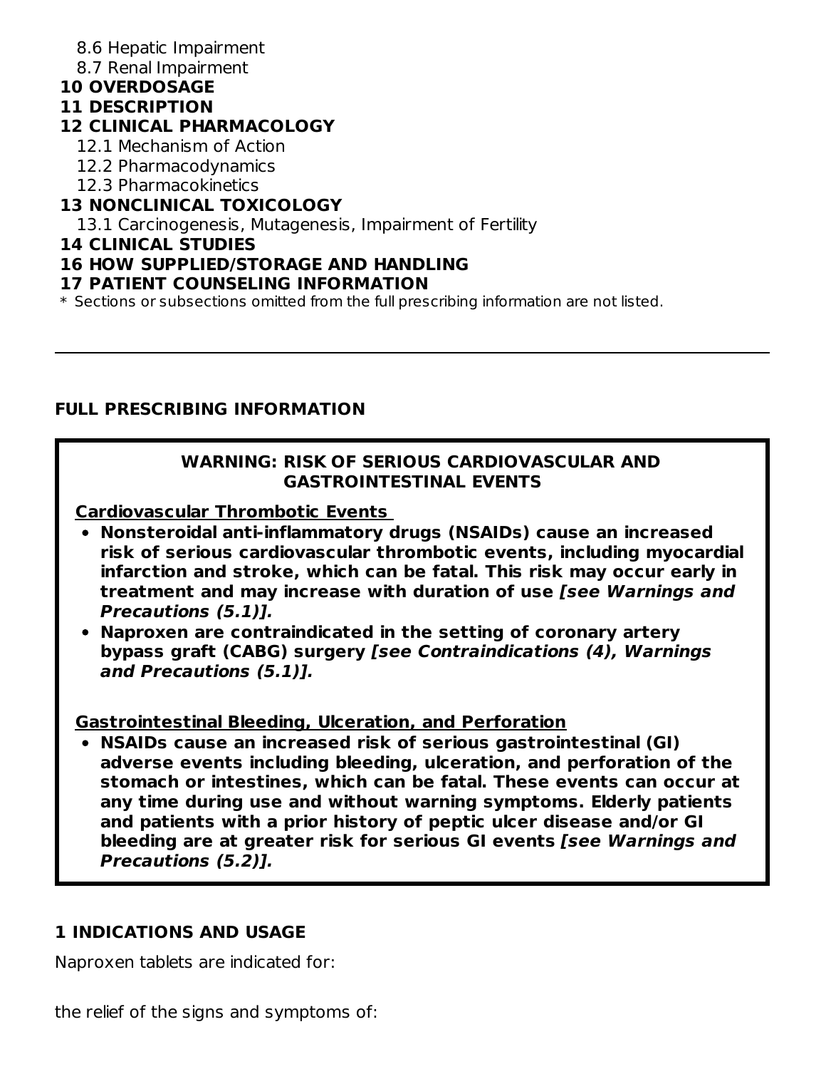8.6 Hepatic Impairment
8.7 Renal Impairment

**10 OVERDOSAGE**

**11 DESCRIPTION**

**12 CLINICAL PHARMACOLOGY**

12.1 Mechanism of Action
12.2 Pharmacodynamics
12.3 Pharmacokinetics

**13 NONCLINICAL TOXICOLOGY**

13.1 Carcinogenesis, Mutagenesis, Impairment of Fertility

**14 CLINICAL STUDIES**

**16 HOW SUPPLIED/STORAGE AND HANDLING**

**17 PATIENT COUNSELING INFORMATION**

* Sections or subsections omitted from the full prescribing information are not listed.

---

## FULL PRESCRIBING INFORMATION

**WARNING: RISK OF SERIOUS CARDIOVASCULAR AND GASTROINTESTINAL EVENTS**

**Cardiovascular Thrombotic Events**

- **Nonsteroidal anti-inflammatory drugs (NSAIDs) cause an increased risk of serious cardiovascular thrombotic events, including myocardial infarction and stroke, which can be fatal. This risk may occur early in treatment and may increase with duration of use *[see Warnings and Precautions (5.1)].***
- **Naproxen are contraindicated in the setting of coronary artery bypass graft (CABG) surgery *[see Contraindications (4), Warnings and Precautions (5.1)].***

**Gastrointestinal Bleeding, Ulceration, and Perforation**

- **NSAIDs cause an increased risk of serious gastrointestinal (GI) adverse events including bleeding, ulceration, and perforation of the stomach or intestines, which can be fatal. These events can occur at any time during use and without warning symptoms. Elderly patients and patients with a prior history of peptic ulcer disease and/or GI bleeding are at greater risk for serious GI events *[see Warnings and Precautions (5.2)].***

## 1 INDICATIONS AND USAGE

Naproxen tablets are indicated for:

the relief of the signs and symptoms of: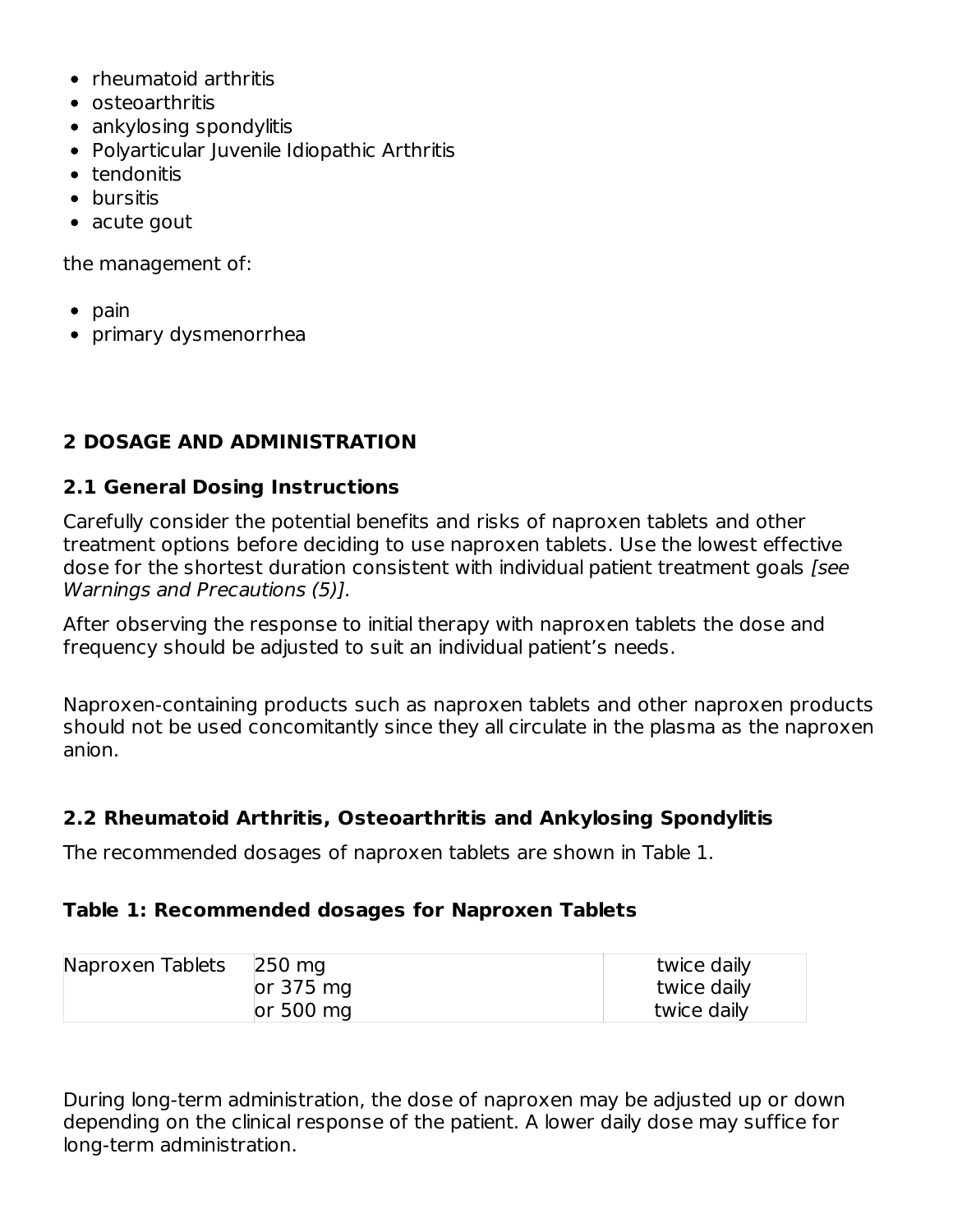- rheumatoid arthritis
- osteoarthritis
- ankylosing spondylitis
- Polyarticular Juvenile Idiopathic Arthritis
- tendonitis
- bursitis
- acute gout

the management of:

- pain
- primary dysmenorrhea

## 2 DOSAGE AND ADMINISTRATION

### 2.1 General Dosing Instructions

Carefully consider the potential benefits and risks of naproxen tablets and other treatment options before deciding to use naproxen tablets. Use the lowest effective dose for the shortest duration consistent with individual patient treatment goals *[see Warnings and Precautions (5)].*

After observing the response to initial therapy with naproxen tablets the dose and frequency should be adjusted to suit an individual patient's needs.

Naproxen-containing products such as naproxen tablets and other naproxen products should not be used concomitantly since they all circulate in the plasma as the naproxen anion.

### 2.2 Rheumatoid Arthritis, Osteoarthritis and Ankylosing Spondylitis

The recommended dosages of naproxen tablets are shown in Table 1.

**Table 1: Recommended dosages for Naproxen Tablets**

| | | |
|---|---|---|
| Naproxen Tablets | 250 mg | twice daily |
| | or 375 mg | twice daily |
| | or 500 mg | twice daily |

During long-term administration, the dose of naproxen may be adjusted up or down depending on the clinical response of the patient. A lower daily dose may suffice for long-term administration.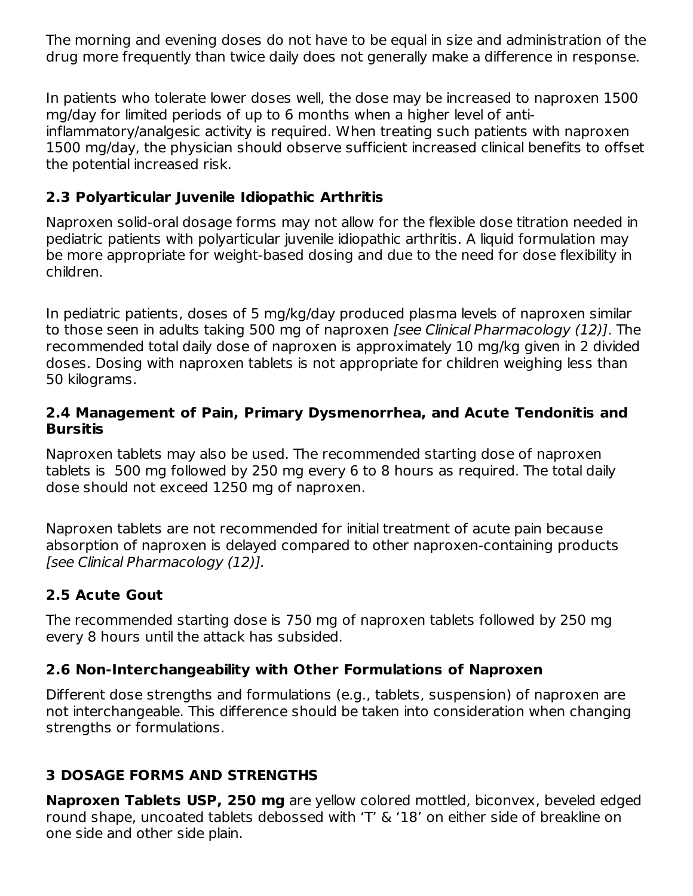The morning and evening doses do not have to be equal in size and administration of the drug more frequently than twice daily does not generally make a difference in response.

In patients who tolerate lower doses well, the dose may be increased to naproxen 1500 mg/day for limited periods of up to 6 months when a higher level of anti-inflammatory/analgesic activity is required. When treating such patients with naproxen 1500 mg/day, the physician should observe sufficient increased clinical benefits to offset the potential increased risk.

### 2.3 Polyarticular Juvenile Idiopathic Arthritis

Naproxen solid-oral dosage forms may not allow for the flexible dose titration needed in pediatric patients with polyarticular juvenile idiopathic arthritis. A liquid formulation may be more appropriate for weight-based dosing and due to the need for dose flexibility in children.

In pediatric patients, doses of 5 mg/kg/day produced plasma levels of naproxen similar to those seen in adults taking 500 mg of naproxen *[see Clinical Pharmacology (12)]*. The recommended total daily dose of naproxen is approximately 10 mg/kg given in 2 divided doses. Dosing with naproxen tablets is not appropriate for children weighing less than 50 kilograms.

### 2.4 Management of Pain, Primary Dysmenorrhea, and Acute Tendonitis and Bursitis

Naproxen tablets may also be used. The recommended starting dose of naproxen tablets is 500 mg followed by 250 mg every 6 to 8 hours as required. The total daily dose should not exceed 1250 mg of naproxen.

Naproxen tablets are not recommended for initial treatment of acute pain because absorption of naproxen is delayed compared to other naproxen-containing products *[see Clinical Pharmacology (12)].*

### 2.5 Acute Gout

The recommended starting dose is 750 mg of naproxen tablets followed by 250 mg every 8 hours until the attack has subsided.

### 2.6 Non-Interchangeability with Other Formulations of Naproxen

Different dose strengths and formulations (e.g., tablets, suspension) of naproxen are not interchangeable. This difference should be taken into consideration when changing strengths or formulations.

## 3 DOSAGE FORMS AND STRENGTHS

**Naproxen Tablets USP, 250 mg** are yellow colored mottled, biconvex, beveled edged round shape, uncoated tablets debossed with 'T' & '18' on either side of breakline on one side and other side plain.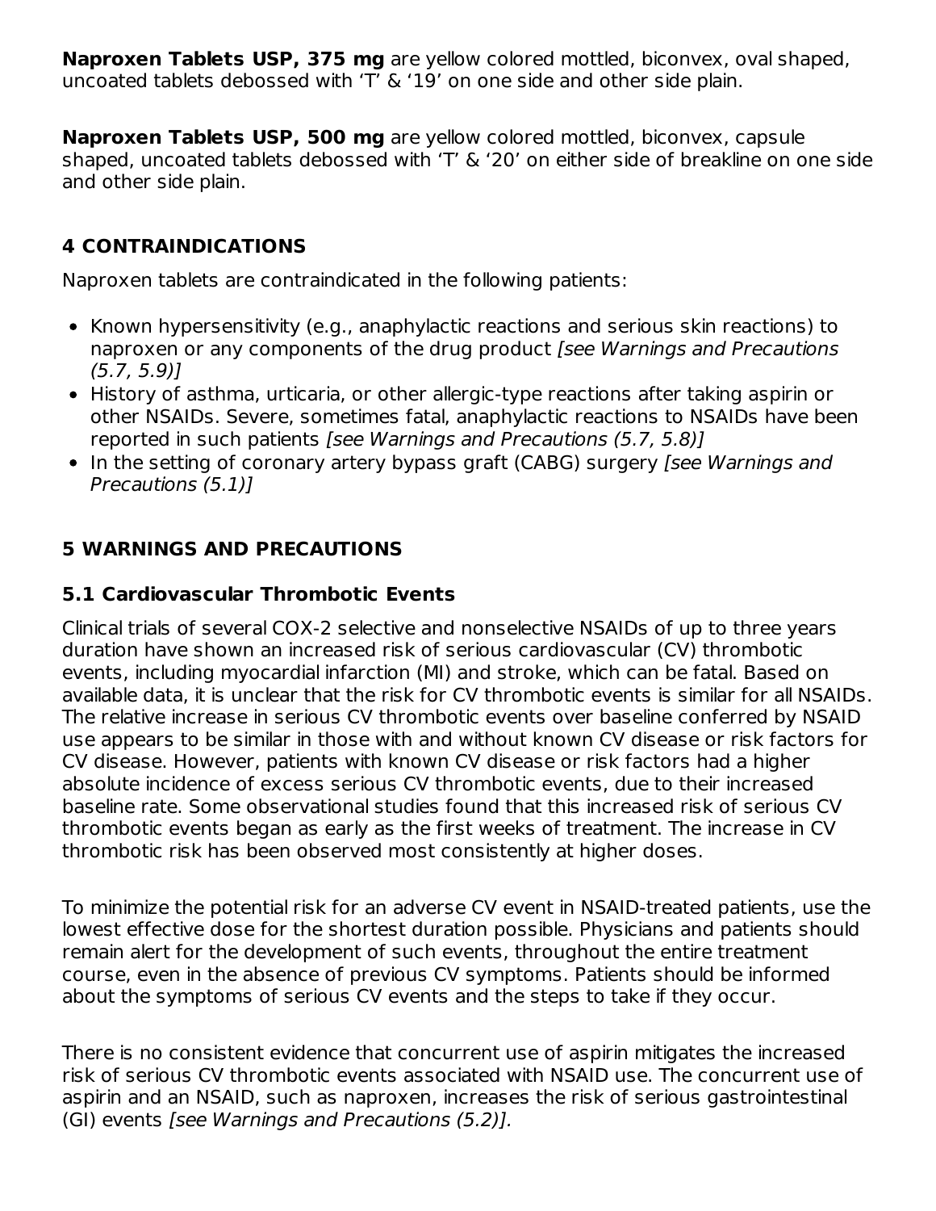**Naproxen Tablets USP, 375 mg** are yellow colored mottled, biconvex, oval shaped, uncoated tablets debossed with 'T' & '19' on one side and other side plain.

**Naproxen Tablets USP, 500 mg** are yellow colored mottled, biconvex, capsule shaped, uncoated tablets debossed with 'T' & '20' on either side of breakline on one side and other side plain.

## 4 CONTRAINDICATIONS

Naproxen tablets are contraindicated in the following patients:

- Known hypersensitivity (e.g., anaphylactic reactions and serious skin reactions) to naproxen or any components of the drug product *[see Warnings and Precautions (5.7, 5.9)]*
- History of asthma, urticaria, or other allergic-type reactions after taking aspirin or other NSAIDs. Severe, sometimes fatal, anaphylactic reactions to NSAIDs have been reported in such patients *[see Warnings and Precautions (5.7, 5.8)]*
- In the setting of coronary artery bypass graft (CABG) surgery *[see Warnings and Precautions (5.1)]*

## 5 WARNINGS AND PRECAUTIONS

### 5.1 Cardiovascular Thrombotic Events

Clinical trials of several COX-2 selective and nonselective NSAIDs of up to three years duration have shown an increased risk of serious cardiovascular (CV) thrombotic events, including myocardial infarction (MI) and stroke, which can be fatal. Based on available data, it is unclear that the risk for CV thrombotic events is similar for all NSAIDs. The relative increase in serious CV thrombotic events over baseline conferred by NSAID use appears to be similar in those with and without known CV disease or risk factors for CV disease. However, patients with known CV disease or risk factors had a higher absolute incidence of excess serious CV thrombotic events, due to their increased baseline rate. Some observational studies found that this increased risk of serious CV thrombotic events began as early as the first weeks of treatment. The increase in CV thrombotic risk has been observed most consistently at higher doses.

To minimize the potential risk for an adverse CV event in NSAID-treated patients, use the lowest effective dose for the shortest duration possible. Physicians and patients should remain alert for the development of such events, throughout the entire treatment course, even in the absence of previous CV symptoms. Patients should be informed about the symptoms of serious CV events and the steps to take if they occur.

There is no consistent evidence that concurrent use of aspirin mitigates the increased risk of serious CV thrombotic events associated with NSAID use. The concurrent use of aspirin and an NSAID, such as naproxen, increases the risk of serious gastrointestinal (GI) events *[see Warnings and Precautions (5.2)].*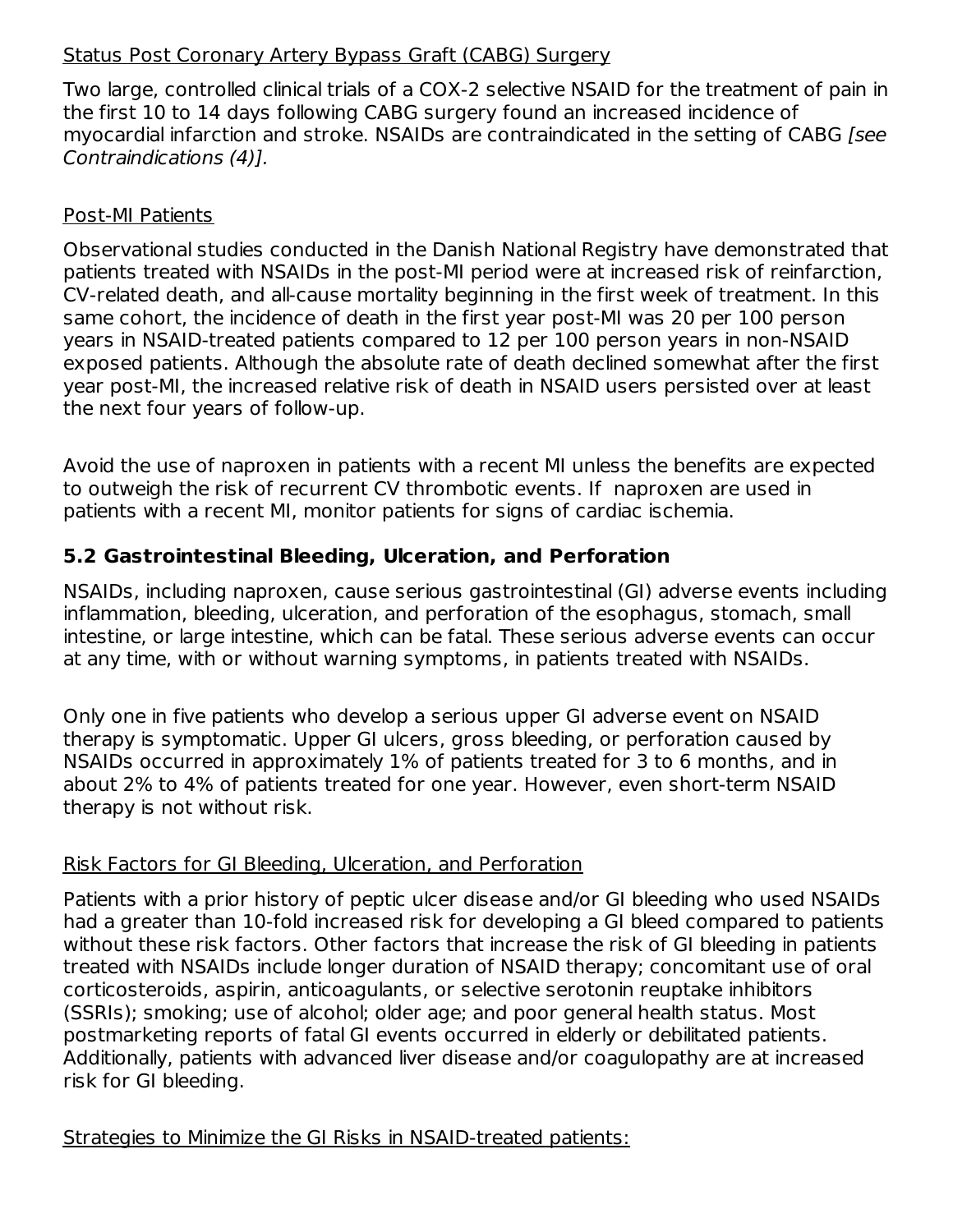Status Post Coronary Artery Bypass Graft (CABG) Surgery

Two large, controlled clinical trials of a COX-2 selective NSAID for the treatment of pain in the first 10 to 14 days following CABG surgery found an increased incidence of myocardial infarction and stroke. NSAIDs are contraindicated in the setting of CABG *[see Contraindications (4)]*.

Post-MI Patients

Observational studies conducted in the Danish National Registry have demonstrated that patients treated with NSAIDs in the post-MI period were at increased risk of reinfarction, CV-related death, and all-cause mortality beginning in the first week of treatment. In this same cohort, the incidence of death in the first year post-MI was 20 per 100 person years in NSAID-treated patients compared to 12 per 100 person years in non-NSAID exposed patients. Although the absolute rate of death declined somewhat after the first year post-MI, the increased relative risk of death in NSAID users persisted over at least the next four years of follow-up.

Avoid the use of naproxen in patients with a recent MI unless the benefits are expected to outweigh the risk of recurrent CV thrombotic events. If naproxen are used in patients with a recent MI, monitor patients for signs of cardiac ischemia.

### 5.2 Gastrointestinal Bleeding, Ulceration, and Perforation

NSAIDs, including naproxen, cause serious gastrointestinal (GI) adverse events including inflammation, bleeding, ulceration, and perforation of the esophagus, stomach, small intestine, or large intestine, which can be fatal. These serious adverse events can occur at any time, with or without warning symptoms, in patients treated with NSAIDs.

Only one in five patients who develop a serious upper GI adverse event on NSAID therapy is symptomatic. Upper GI ulcers, gross bleeding, or perforation caused by NSAIDs occurred in approximately 1% of patients treated for 3 to 6 months, and in about 2% to 4% of patients treated for one year. However, even short-term NSAID therapy is not without risk.

Risk Factors for GI Bleeding, Ulceration, and Perforation

Patients with a prior history of peptic ulcer disease and/or GI bleeding who used NSAIDs had a greater than 10-fold increased risk for developing a GI bleed compared to patients without these risk factors. Other factors that increase the risk of GI bleeding in patients treated with NSAIDs include longer duration of NSAID therapy; concomitant use of oral corticosteroids, aspirin, anticoagulants, or selective serotonin reuptake inhibitors (SSRIs); smoking; use of alcohol; older age; and poor general health status. Most postmarketing reports of fatal GI events occurred in elderly or debilitated patients. Additionally, patients with advanced liver disease and/or coagulopathy are at increased risk for GI bleeding.

Strategies to Minimize the GI Risks in NSAID-treated patients: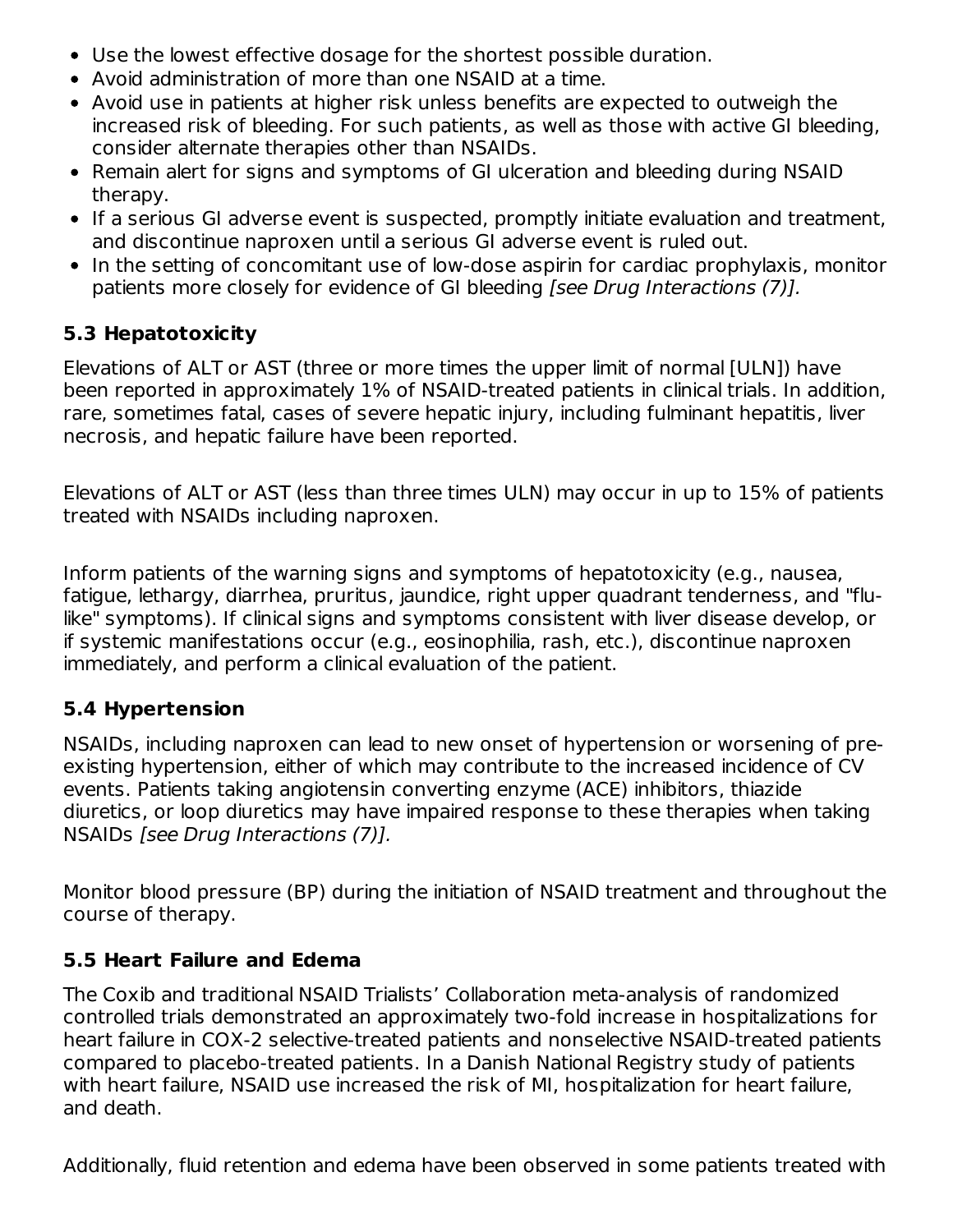- Use the lowest effective dosage for the shortest possible duration.
- Avoid administration of more than one NSAID at a time.
- Avoid use in patients at higher risk unless benefits are expected to outweigh the increased risk of bleeding. For such patients, as well as those with active GI bleeding, consider alternate therapies other than NSAIDs.
- Remain alert for signs and symptoms of GI ulceration and bleeding during NSAID therapy.
- If a serious GI adverse event is suspected, promptly initiate evaluation and treatment, and discontinue naproxen until a serious GI adverse event is ruled out.
- In the setting of concomitant use of low-dose aspirin for cardiac prophylaxis, monitor patients more closely for evidence of GI bleeding *[see Drug Interactions (7)].*

### 5.3 Hepatotoxicity

Elevations of ALT or AST (three or more times the upper limit of normal [ULN]) have been reported in approximately 1% of NSAID-treated patients in clinical trials. In addition, rare, sometimes fatal, cases of severe hepatic injury, including fulminant hepatitis, liver necrosis, and hepatic failure have been reported.

Elevations of ALT or AST (less than three times ULN) may occur in up to 15% of patients treated with NSAIDs including naproxen.

Inform patients of the warning signs and symptoms of hepatotoxicity (e.g., nausea, fatigue, lethargy, diarrhea, pruritus, jaundice, right upper quadrant tenderness, and "flu-like" symptoms). If clinical signs and symptoms consistent with liver disease develop, or if systemic manifestations occur (e.g., eosinophilia, rash, etc.), discontinue naproxen immediately, and perform a clinical evaluation of the patient.

### 5.4 Hypertension

NSAIDs, including naproxen can lead to new onset of hypertension or worsening of pre-existing hypertension, either of which may contribute to the increased incidence of CV events. Patients taking angiotensin converting enzyme (ACE) inhibitors, thiazide diuretics, or loop diuretics may have impaired response to these therapies when taking NSAIDs *[see Drug Interactions (7)].*

Monitor blood pressure (BP) during the initiation of NSAID treatment and throughout the course of therapy.

### 5.5 Heart Failure and Edema

The Coxib and traditional NSAID Trialists' Collaboration meta-analysis of randomized controlled trials demonstrated an approximately two-fold increase in hospitalizations for heart failure in COX-2 selective-treated patients and nonselective NSAID-treated patients compared to placebo-treated patients. In a Danish National Registry study of patients with heart failure, NSAID use increased the risk of MI, hospitalization for heart failure, and death.

Additionally, fluid retention and edema have been observed in some patients treated with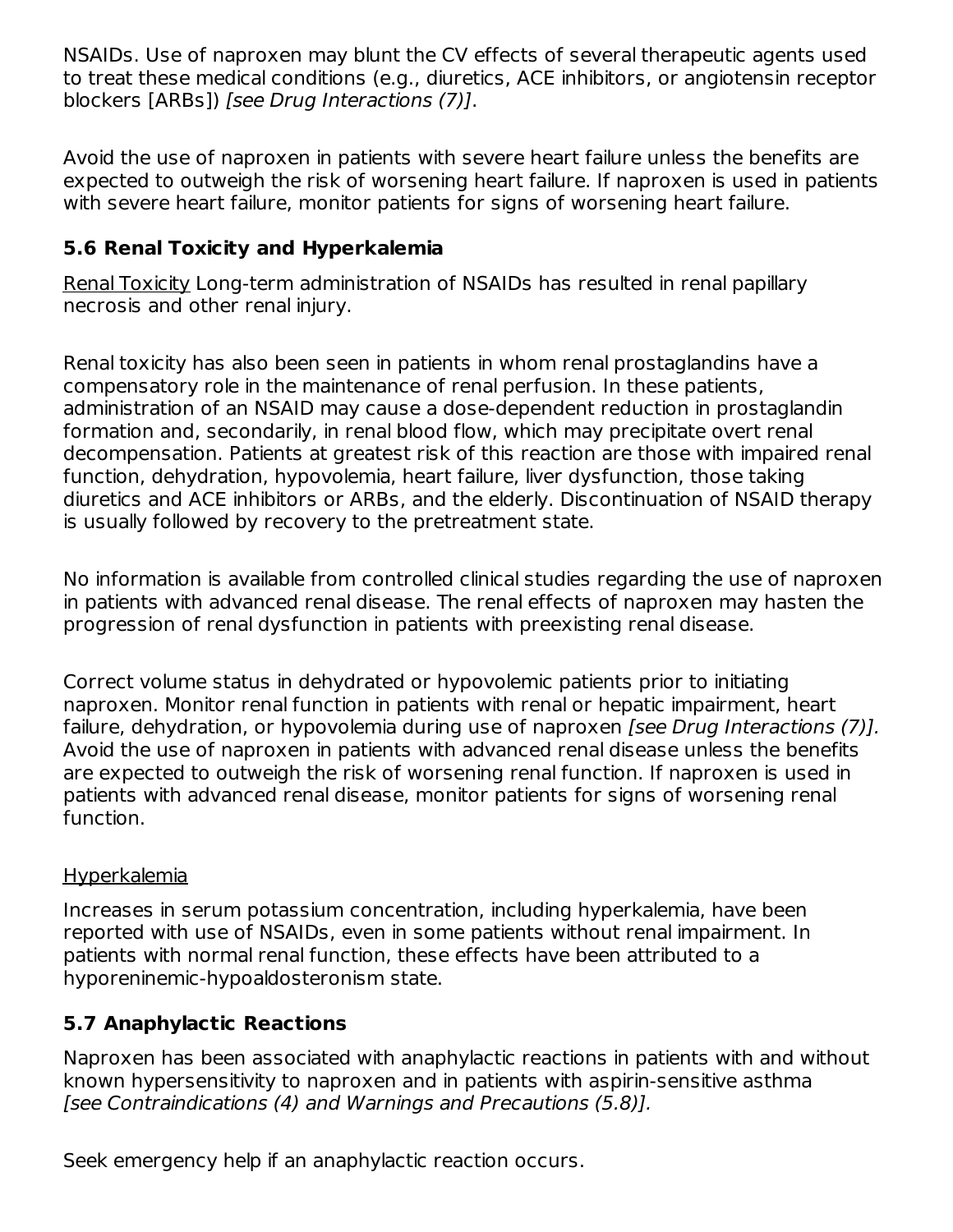NSAIDs. Use of naproxen may blunt the CV effects of several therapeutic agents used to treat these medical conditions (e.g., diuretics, ACE inhibitors, or angiotensin receptor blockers [ARBs]) *[see Drug Interactions (7)]*.

Avoid the use of naproxen in patients with severe heart failure unless the benefits are expected to outweigh the risk of worsening heart failure. If naproxen is used in patients with severe heart failure, monitor patients for signs of worsening heart failure.

### 5.6 Renal Toxicity and Hyperkalemia

Renal Toxicity Long-term administration of NSAIDs has resulted in renal papillary necrosis and other renal injury.

Renal toxicity has also been seen in patients in whom renal prostaglandins have a compensatory role in the maintenance of renal perfusion. In these patients, administration of an NSAID may cause a dose-dependent reduction in prostaglandin formation and, secondarily, in renal blood flow, which may precipitate overt renal decompensation. Patients at greatest risk of this reaction are those with impaired renal function, dehydration, hypovolemia, heart failure, liver dysfunction, those taking diuretics and ACE inhibitors or ARBs, and the elderly. Discontinuation of NSAID therapy is usually followed by recovery to the pretreatment state.

No information is available from controlled clinical studies regarding the use of naproxen in patients with advanced renal disease. The renal effects of naproxen may hasten the progression of renal dysfunction in patients with preexisting renal disease.

Correct volume status in dehydrated or hypovolemic patients prior to initiating naproxen. Monitor renal function in patients with renal or hepatic impairment, heart failure, dehydration, or hypovolemia during use of naproxen *[see Drug Interactions (7)]*. Avoid the use of naproxen in patients with advanced renal disease unless the benefits are expected to outweigh the risk of worsening renal function. If naproxen is used in patients with advanced renal disease, monitor patients for signs of worsening renal function.

Hyperkalemia

Increases in serum potassium concentration, including hyperkalemia, have been reported with use of NSAIDs, even in some patients without renal impairment. In patients with normal renal function, these effects have been attributed to a hyporeninemic-hypoaldosteronism state.

### 5.7 Anaphylactic Reactions

Naproxen has been associated with anaphylactic reactions in patients with and without known hypersensitivity to naproxen and in patients with aspirin-sensitive asthma *[see Contraindications (4) and Warnings and Precautions (5.8)]*.

Seek emergency help if an anaphylactic reaction occurs.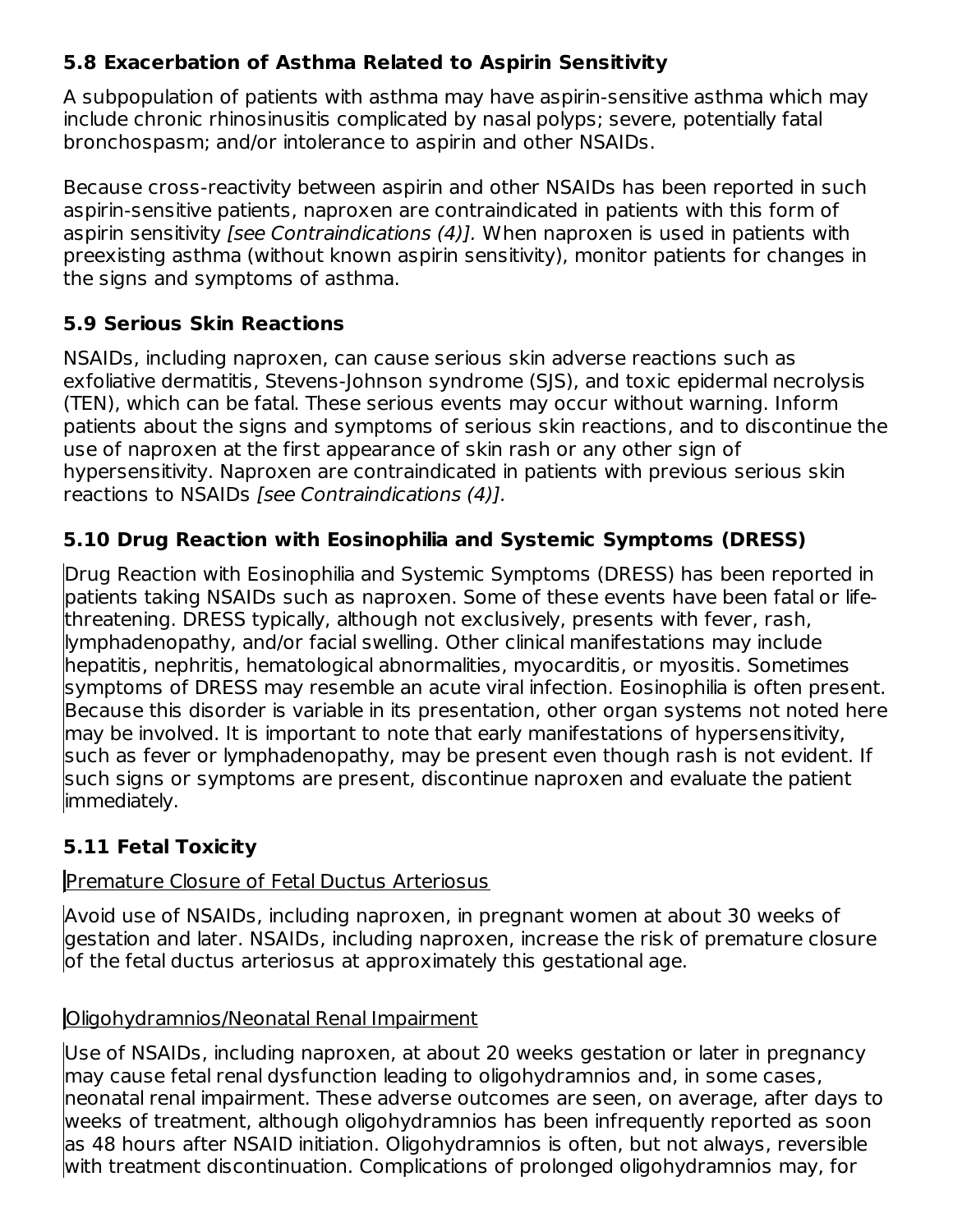### 5.8 Exacerbation of Asthma Related to Aspirin Sensitivity

A subpopulation of patients with asthma may have aspirin-sensitive asthma which may include chronic rhinosinusitis complicated by nasal polyps; severe, potentially fatal bronchospasm; and/or intolerance to aspirin and other NSAIDs.

Because cross-reactivity between aspirin and other NSAIDs has been reported in such aspirin-sensitive patients, naproxen are contraindicated in patients with this form of aspirin sensitivity *[see Contraindications (4)]*. When naproxen is used in patients with preexisting asthma (without known aspirin sensitivity), monitor patients for changes in the signs and symptoms of asthma.

### 5.9 Serious Skin Reactions

NSAIDs, including naproxen, can cause serious skin adverse reactions such as exfoliative dermatitis, Stevens-Johnson syndrome (SJS), and toxic epidermal necrolysis (TEN), which can be fatal. These serious events may occur without warning. Inform patients about the signs and symptoms of serious skin reactions, and to discontinue the use of naproxen at the first appearance of skin rash or any other sign of hypersensitivity. Naproxen are contraindicated in patients with previous serious skin reactions to NSAIDs *[see Contraindications (4)]*.

### 5.10 Drug Reaction with Eosinophilia and Systemic Symptoms (DRESS)

Drug Reaction with Eosinophilia and Systemic Symptoms (DRESS) has been reported in patients taking NSAIDs such as naproxen. Some of these events have been fatal or life-threatening. DRESS typically, although not exclusively, presents with fever, rash, lymphadenopathy, and/or facial swelling. Other clinical manifestations may include hepatitis, nephritis, hematological abnormalities, myocarditis, or myositis. Sometimes symptoms of DRESS may resemble an acute viral infection. Eosinophilia is often present. Because this disorder is variable in its presentation, other organ systems not noted here may be involved. It is important to note that early manifestations of hypersensitivity, such as fever or lymphadenopathy, may be present even though rash is not evident. If such signs or symptoms are present, discontinue naproxen and evaluate the patient immediately.

### 5.11 Fetal Toxicity

Premature Closure of Fetal Ductus Arteriosus

Avoid use of NSAIDs, including naproxen, in pregnant women at about 30 weeks of gestation and later. NSAIDs, including naproxen, increase the risk of premature closure of the fetal ductus arteriosus at approximately this gestational age.

Oligohydramnios/Neonatal Renal Impairment

Use of NSAIDs, including naproxen, at about 20 weeks gestation or later in pregnancy may cause fetal renal dysfunction leading to oligohydramnios and, in some cases, neonatal renal impairment. These adverse outcomes are seen, on average, after days to weeks of treatment, although oligohydramnios has been infrequently reported as soon as 48 hours after NSAID initiation. Oligohydramnios is often, but not always, reversible with treatment discontinuation. Complications of prolonged oligohydramnios may, for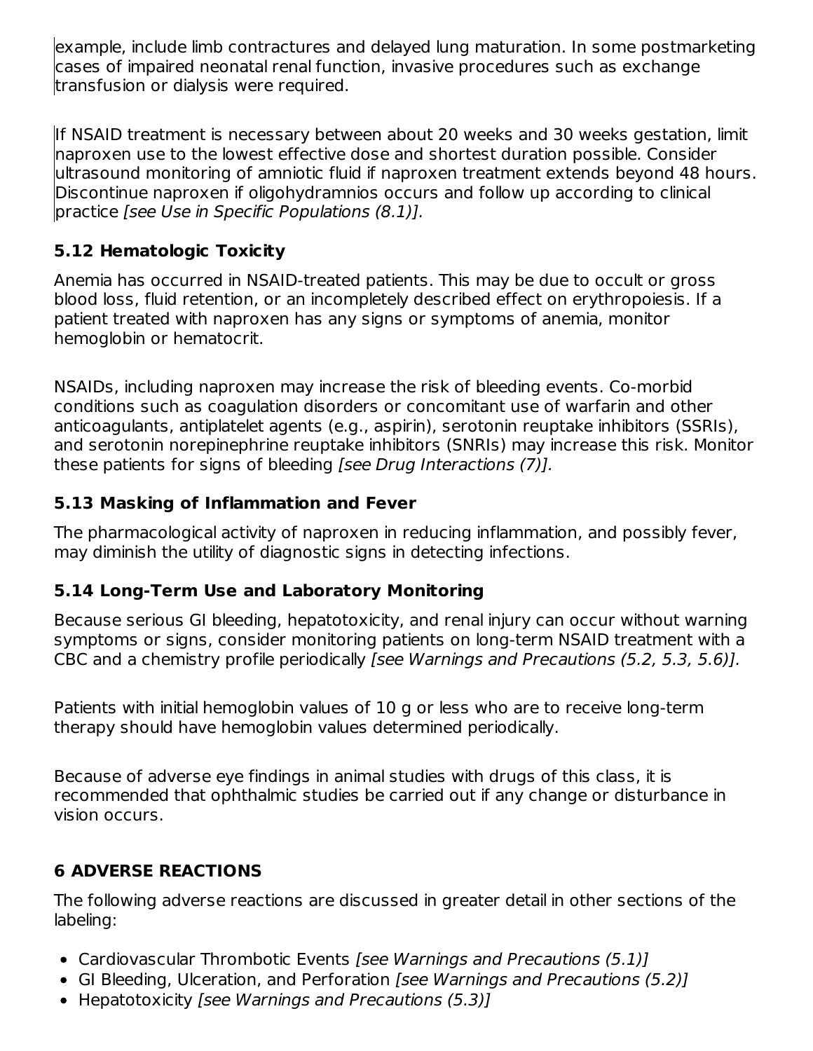example, include limb contractures and delayed lung maturation. In some postmarketing cases of impaired neonatal renal function, invasive procedures such as exchange transfusion or dialysis were required.

If NSAID treatment is necessary between about 20 weeks and 30 weeks gestation, limit naproxen use to the lowest effective dose and shortest duration possible. Consider ultrasound monitoring of amniotic fluid if naproxen treatment extends beyond 48 hours. Discontinue naproxen if oligohydramnios occurs and follow up according to clinical practice *[see Use in Specific Populations (8.1)].*

### 5.12 Hematologic Toxicity

Anemia has occurred in NSAID-treated patients. This may be due to occult or gross blood loss, fluid retention, or an incompletely described effect on erythropoiesis. If a patient treated with naproxen has any signs or symptoms of anemia, monitor hemoglobin or hematocrit.

NSAIDs, including naproxen may increase the risk of bleeding events. Co-morbid conditions such as coagulation disorders or concomitant use of warfarin and other anticoagulants, antiplatelet agents (e.g., aspirin), serotonin reuptake inhibitors (SSRIs), and serotonin norepinephrine reuptake inhibitors (SNRIs) may increase this risk. Monitor these patients for signs of bleeding *[see Drug Interactions (7)].*

### 5.13 Masking of Inflammation and Fever

The pharmacological activity of naproxen in reducing inflammation, and possibly fever, may diminish the utility of diagnostic signs in detecting infections.

### 5.14 Long-Term Use and Laboratory Monitoring

Because serious GI bleeding, hepatotoxicity, and renal injury can occur without warning symptoms or signs, consider monitoring patients on long-term NSAID treatment with a CBC and a chemistry profile periodically *[see Warnings and Precautions (5.2, 5.3, 5.6)].*

Patients with initial hemoglobin values of 10 g or less who are to receive long-term therapy should have hemoglobin values determined periodically.

Because of adverse eye findings in animal studies with drugs of this class, it is recommended that ophthalmic studies be carried out if any change or disturbance in vision occurs.

## 6 ADVERSE REACTIONS

The following adverse reactions are discussed in greater detail in other sections of the labeling:

- Cardiovascular Thrombotic Events *[see Warnings and Precautions (5.1)]*
- GI Bleeding, Ulceration, and Perforation *[see Warnings and Precautions (5.2)]*
- Hepatotoxicity *[see Warnings and Precautions (5.3)]*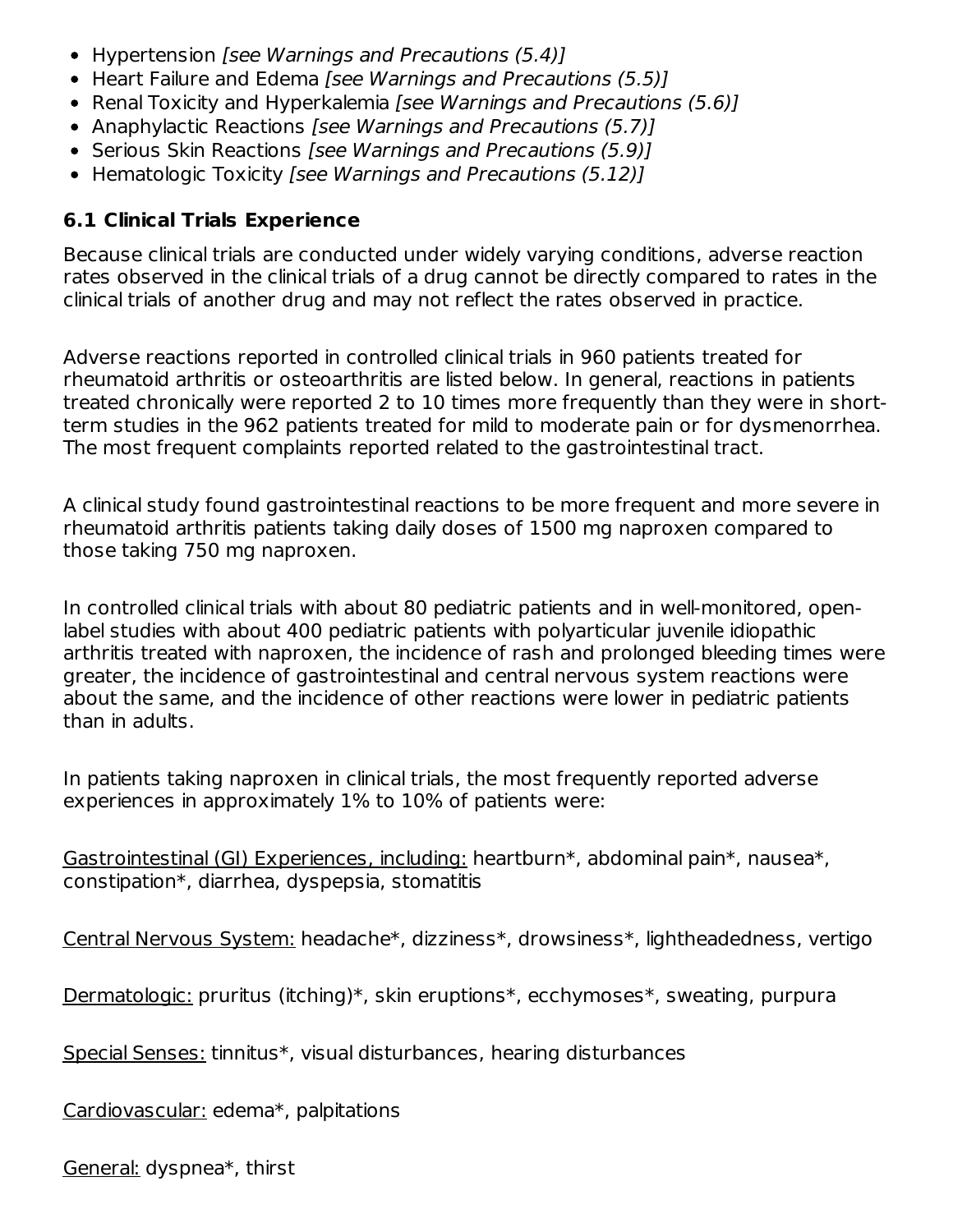- Hypertension *[see Warnings and Precautions (5.4)]*
- Heart Failure and Edema *[see Warnings and Precautions (5.5)]*
- Renal Toxicity and Hyperkalemia *[see Warnings and Precautions (5.6)]*
- Anaphylactic Reactions *[see Warnings and Precautions (5.7)]*
- Serious Skin Reactions *[see Warnings and Precautions (5.9)]*
- Hematologic Toxicity *[see Warnings and Precautions (5.12)]*

## 6.1 Clinical Trials Experience

Because clinical trials are conducted under widely varying conditions, adverse reaction rates observed in the clinical trials of a drug cannot be directly compared to rates in the clinical trials of another drug and may not reflect the rates observed in practice.

Adverse reactions reported in controlled clinical trials in 960 patients treated for rheumatoid arthritis or osteoarthritis are listed below. In general, reactions in patients treated chronically were reported 2 to 10 times more frequently than they were in short-term studies in the 962 patients treated for mild to moderate pain or for dysmenorrhea. The most frequent complaints reported related to the gastrointestinal tract.

A clinical study found gastrointestinal reactions to be more frequent and more severe in rheumatoid arthritis patients taking daily doses of 1500 mg naproxen compared to those taking 750 mg naproxen.

In controlled clinical trials with about 80 pediatric patients and in well-monitored, open-label studies with about 400 pediatric patients with polyarticular juvenile idiopathic arthritis treated with naproxen, the incidence of rash and prolonged bleeding times were greater, the incidence of gastrointestinal and central nervous system reactions were about the same, and the incidence of other reactions were lower in pediatric patients than in adults.

In patients taking naproxen in clinical trials, the most frequently reported adverse experiences in approximately 1% to 10% of patients were:

<u>Gastrointestinal (GI) Experiences, including:</u> heartburn*, abdominal pain*, nausea*, constipation*, diarrhea, dyspepsia, stomatitis

<u>Central Nervous System:</u> headache*, dizziness*, drowsiness*, lightheadedness, vertigo

<u>Dermatologic:</u> pruritus (itching)*, skin eruptions*, ecchymoses*, sweating, purpura

<u>Special Senses:</u> tinnitus*, visual disturbances, hearing disturbances

<u>Cardiovascular:</u> edema*, palpitations

<u>General:</u> dyspnea*, thirst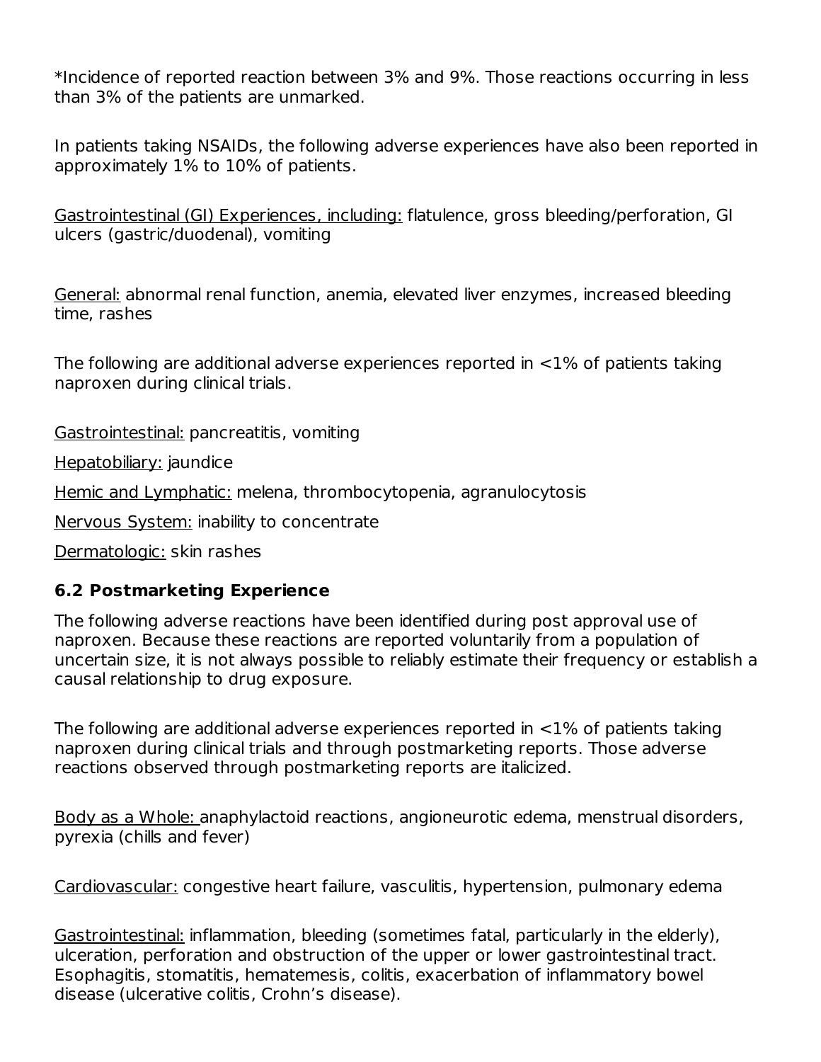*Incidence of reported reaction between 3% and 9%. Those reactions occurring in less than 3% of the patients are unmarked.

In patients taking NSAIDs, the following adverse experiences have also been reported in approximately 1% to 10% of patients.

Gastrointestinal (GI) Experiences, including: flatulence, gross bleeding/perforation, GI ulcers (gastric/duodenal), vomiting

General: abnormal renal function, anemia, elevated liver enzymes, increased bleeding time, rashes

The following are additional adverse experiences reported in <1% of patients taking naproxen during clinical trials.

Gastrointestinal: pancreatitis, vomiting

Hepatobiliary: jaundice

Hemic and Lymphatic: melena, thrombocytopenia, agranulocytosis

Nervous System: inability to concentrate

Dermatologic: skin rashes

### 6.2 Postmarketing Experience

The following adverse reactions have been identified during post approval use of naproxen. Because these reactions are reported voluntarily from a population of uncertain size, it is not always possible to reliably estimate their frequency or establish a causal relationship to drug exposure.

The following are additional adverse experiences reported in <1% of patients taking naproxen during clinical trials and through postmarketing reports. Those adverse reactions observed through postmarketing reports are italicized.

Body as a Whole: anaphylactoid reactions, angioneurotic edema, menstrual disorders, pyrexia (chills and fever)

Cardiovascular: congestive heart failure, vasculitis, hypertension, pulmonary edema

Gastrointestinal: inflammation, bleeding (sometimes fatal, particularly in the elderly), ulceration, perforation and obstruction of the upper or lower gastrointestinal tract. Esophagitis, stomatitis, hematemesis, colitis, exacerbation of inflammatory bowel disease (ulcerative colitis, Crohn's disease).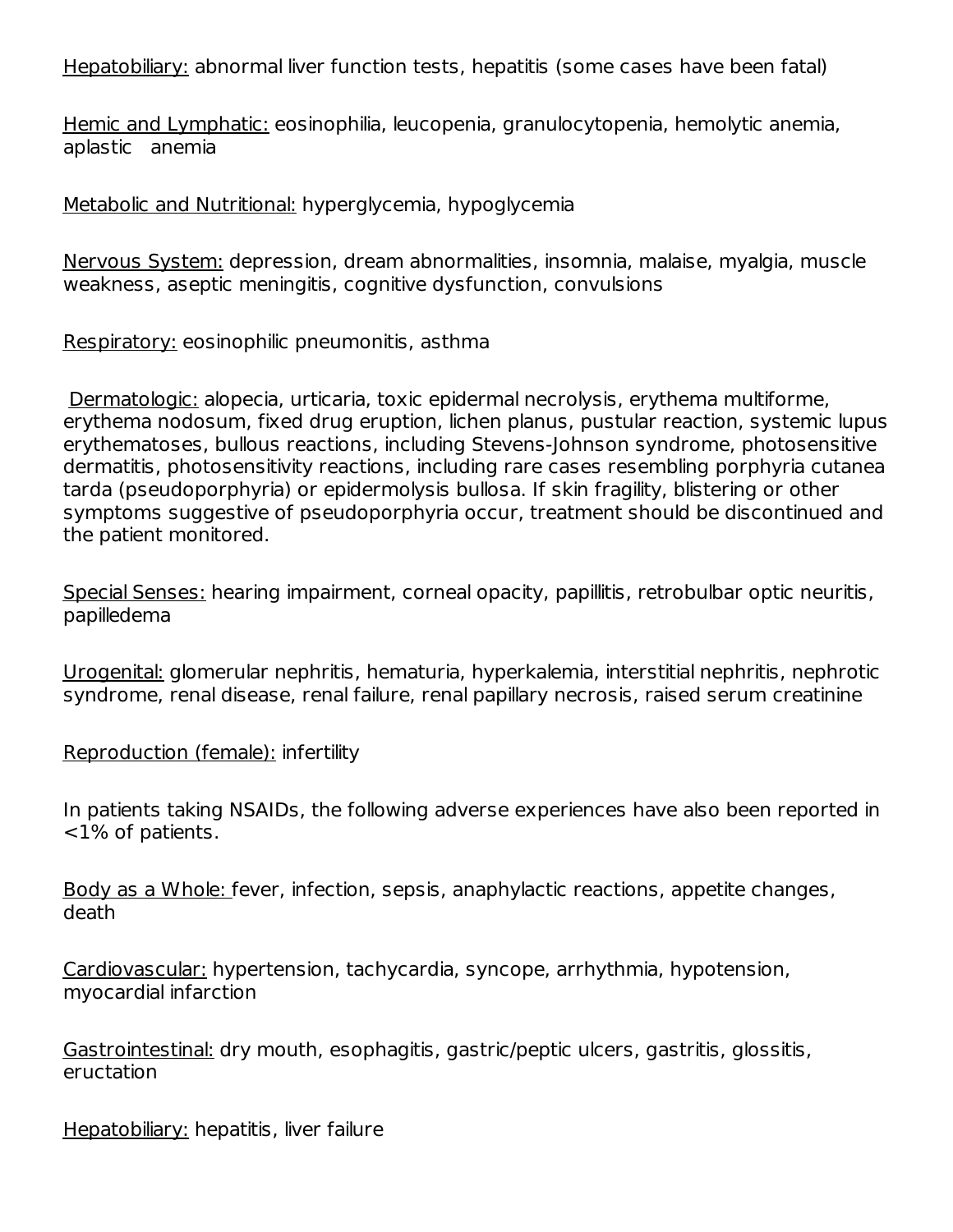Hepatobiliary: abnormal liver function tests, hepatitis (some cases have been fatal)

Hemic and Lymphatic: eosinophilia, leucopenia, granulocytopenia, hemolytic anemia, aplastic anemia

Metabolic and Nutritional: hyperglycemia, hypoglycemia

Nervous System: depression, dream abnormalities, insomnia, malaise, myalgia, muscle weakness, aseptic meningitis, cognitive dysfunction, convulsions

Respiratory: eosinophilic pneumonitis, asthma

Dermatologic: alopecia, urticaria, toxic epidermal necrolysis, erythema multiforme, erythema nodosum, fixed drug eruption, lichen planus, pustular reaction, systemic lupus erythematoses, bullous reactions, including Stevens-Johnson syndrome, photosensitive dermatitis, photosensitivity reactions, including rare cases resembling porphyria cutanea tarda (pseudoporphyria) or epidermolysis bullosa. If skin fragility, blistering or other symptoms suggestive of pseudoporphyria occur, treatment should be discontinued and the patient monitored.

Special Senses: hearing impairment, corneal opacity, papillitis, retrobulbar optic neuritis, papilledema

Urogenital: glomerular nephritis, hematuria, hyperkalemia, interstitial nephritis, nephrotic syndrome, renal disease, renal failure, renal papillary necrosis, raised serum creatinine

Reproduction (female): infertility

In patients taking NSAIDs, the following adverse experiences have also been reported in <1% of patients.

Body as a Whole: fever, infection, sepsis, anaphylactic reactions, appetite changes, death

Cardiovascular: hypertension, tachycardia, syncope, arrhythmia, hypotension, myocardial infarction

Gastrointestinal: dry mouth, esophagitis, gastric/peptic ulcers, gastritis, glossitis, eructation

Hepatobiliary: hepatitis, liver failure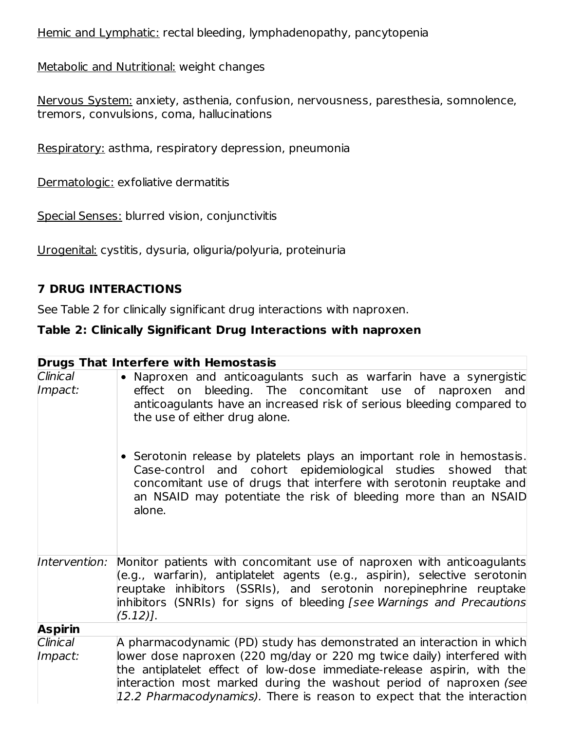Hemic and Lymphatic: rectal bleeding, lymphadenopathy, pancytopenia

Metabolic and Nutritional: weight changes

Nervous System: anxiety, asthenia, confusion, nervousness, paresthesia, somnolence, tremors, convulsions, coma, hallucinations

Respiratory: asthma, respiratory depression, pneumonia

Dermatologic: exfoliative dermatitis

Special Senses: blurred vision, conjunctivitis

Urogenital: cystitis, dysuria, oliguria/polyuria, proteinuria

## 7 DRUG INTERACTIONS

See Table 2 for clinically significant drug interactions with naproxen.

**Table 2: Clinically Significant Drug Interactions with naproxen**

| **Drugs That Interfere with Hemostasis** | |
|---|---|
| *Clinical Impact:* | • Naproxen and anticoagulants such as warfarin have a synergistic effect on bleeding. The concomitant use of naproxen and anticoagulants have an increased risk of serious bleeding compared to the use of either drug alone.<br>• Serotonin release by platelets plays an important role in hemostasis. Case-control and cohort epidemiological studies showed that concomitant use of drugs that interfere with serotonin reuptake and an NSAID may potentiate the risk of bleeding more than an NSAID alone. |
| *Intervention:* | Monitor patients with concomitant use of naproxen with anticoagulants (e.g., warfarin), antiplatelet agents (e.g., aspirin), selective serotonin reuptake inhibitors (SSRIs), and serotonin norepinephrine reuptake inhibitors (SNRIs) for signs of bleeding *[see Warnings and Precautions (5.12)]*. |
| **Aspirin** | |
| *Clinical Impact:* | A pharmacodynamic (PD) study has demonstrated an interaction in which lower dose naproxen (220 mg/day or 220 mg twice daily) interfered with the antiplatelet effect of low-dose immediate-release aspirin, with the interaction most marked during the washout period of naproxen *(see 12.2 Pharmacodynamics).* There is reason to expect that the interaction |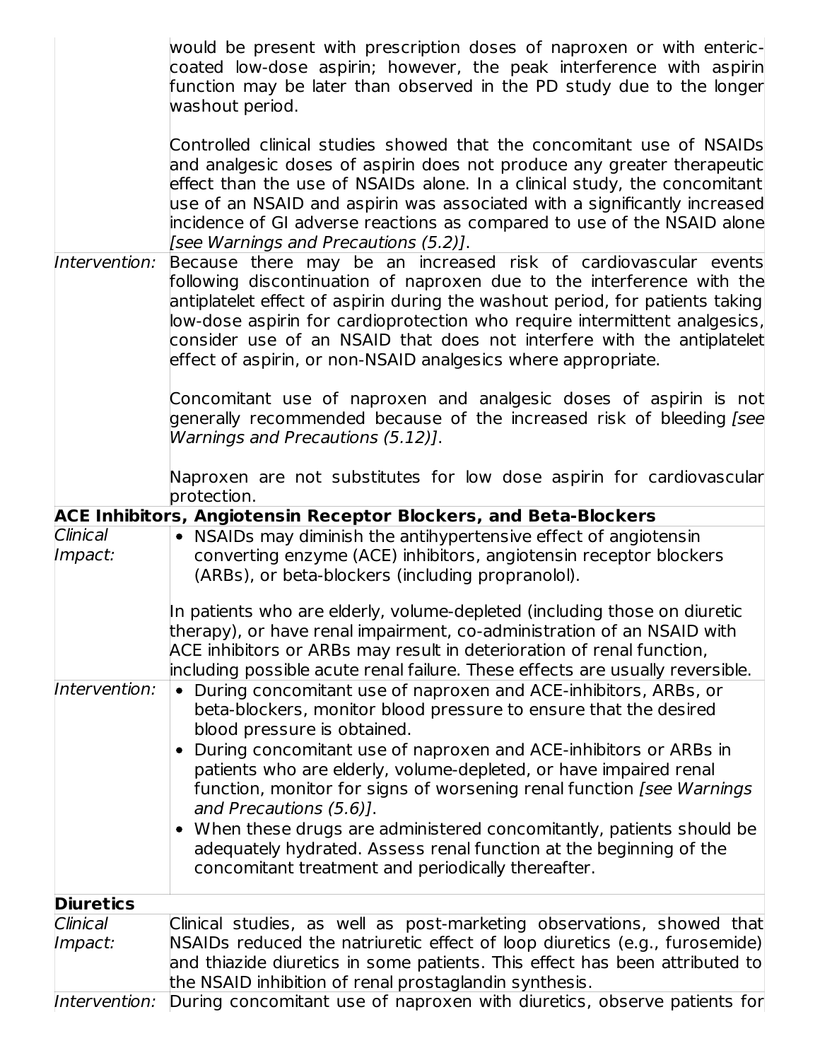| | |
|---|---|
| | would be present with prescription doses of naproxen or with enteric-coated low-dose aspirin; however, the peak interference with aspirin function may be later than observed in the PD study due to the longer washout period.<br><br>Controlled clinical studies showed that the concomitant use of NSAIDs and analgesic doses of aspirin does not produce any greater therapeutic effect than the use of NSAIDs alone. In a clinical study, the concomitant use of an NSAID and aspirin was associated with a significantly increased incidence of GI adverse reactions as compared to use of the NSAID alone *[see Warnings and Precautions (5.2)]*. |
| *Intervention:* | Because there may be an increased risk of cardiovascular events following discontinuation of naproxen due to the interference with the antiplatelet effect of aspirin during the washout period, for patients taking low-dose aspirin for cardioprotection who require intermittent analgesics, consider use of an NSAID that does not interfere with the antiplatelet effect of aspirin, or non-NSAID analgesics where appropriate.<br><br>Concomitant use of naproxen and analgesic doses of aspirin is not generally recommended because of the increased risk of bleeding *[see Warnings and Precautions (5.12)]*.<br><br>Naproxen are not substitutes for low dose aspirin for cardiovascular protection. |
| **ACE Inhibitors, Angiotensin Receptor Blockers, and Beta-Blockers** | |
| *Clinical Impact:* | • NSAIDs may diminish the antihypertensive effect of angiotensin converting enzyme (ACE) inhibitors, angiotensin receptor blockers (ARBs), or beta-blockers (including propranolol).<br><br>In patients who are elderly, volume-depleted (including those on diuretic therapy), or have renal impairment, co-administration of an NSAID with ACE inhibitors or ARBs may result in deterioration of renal function, including possible acute renal failure. These effects are usually reversible. |
| *Intervention:* | • During concomitant use of naproxen and ACE-inhibitors, ARBs, or beta-blockers, monitor blood pressure to ensure that the desired blood pressure is obtained.<br>• During concomitant use of naproxen and ACE-inhibitors or ARBs in patients who are elderly, volume-depleted, or have impaired renal function, monitor for signs of worsening renal function *[see Warnings and Precautions (5.6)]*.<br>• When these drugs are administered concomitantly, patients should be adequately hydrated. Assess renal function at the beginning of the concomitant treatment and periodically thereafter. |
| **Diuretics** | |
| *Clinical Impact:* | Clinical studies, as well as post-marketing observations, showed that NSAIDs reduced the natriuretic effect of loop diuretics (e.g., furosemide) and thiazide diuretics in some patients. This effect has been attributed to the NSAID inhibition of renal prostaglandin synthesis. |
| *Intervention:* | During concomitant use of naproxen with diuretics, observe patients for |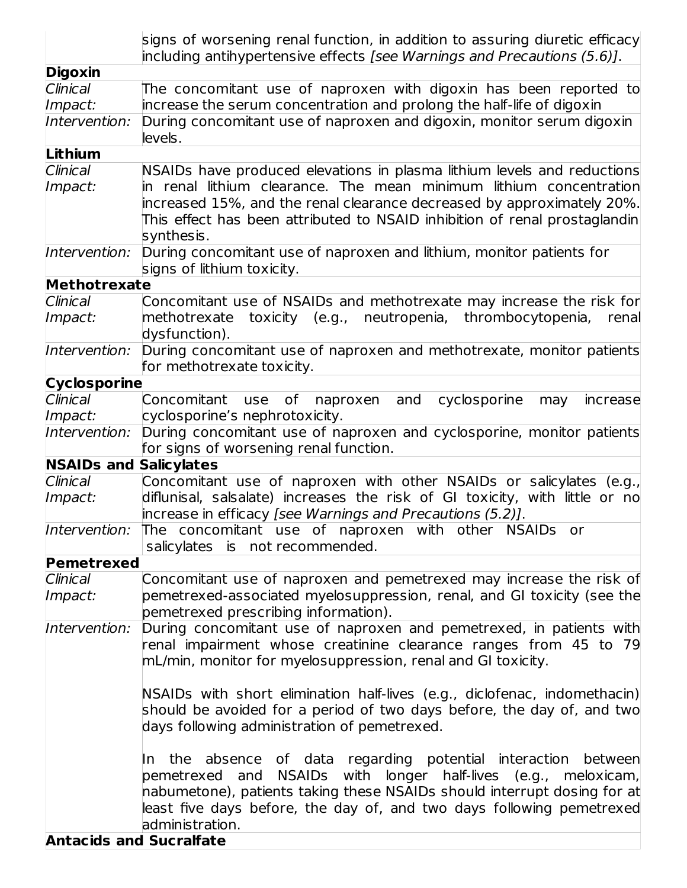| | |
|---|---|
| | signs of worsening renal function, in addition to assuring diuretic efficacy including antihypertensive effects *[see Warnings and Precautions (5.6)]*. |
| **Digoxin** | |
| *Clinical Impact:* | The concomitant use of naproxen with digoxin has been reported to increase the serum concentration and prolong the half-life of digoxin |
| *Intervention:* | During concomitant use of naproxen and digoxin, monitor serum digoxin levels. |
| **Lithium** | |
| *Clinical Impact:* | NSAIDs have produced elevations in plasma lithium levels and reductions in renal lithium clearance. The mean minimum lithium concentration increased 15%, and the renal clearance decreased by approximately 20%. This effect has been attributed to NSAID inhibition of renal prostaglandin synthesis. |
| *Intervention:* | During concomitant use of naproxen and lithium, monitor patients for signs of lithium toxicity. |
| **Methotrexate** | |
| *Clinical Impact:* | Concomitant use of NSAIDs and methotrexate may increase the risk for methotrexate toxicity (e.g., neutropenia, thrombocytopenia, renal dysfunction). |
| *Intervention:* | During concomitant use of naproxen and methotrexate, monitor patients for methotrexate toxicity. |
| **Cyclosporine** | |
| *Clinical Impact:* | Concomitant use of naproxen and cyclosporine may increase cyclosporine's nephrotoxicity. |
| *Intervention:* | During concomitant use of naproxen and cyclosporine, monitor patients for signs of worsening renal function. |
| **NSAIDs and Salicylates** | |
| *Clinical Impact:* | Concomitant use of naproxen with other NSAIDs or salicylates (e.g., diflunisal, salsalate) increases the risk of GI toxicity, with little or no increase in efficacy *[see Warnings and Precautions (5.2)]*. |
| *Intervention:* | The concomitant use of naproxen with other NSAIDs or salicylates is not recommended. |
| **Pemetrexed** | |
| *Clinical Impact:* | Concomitant use of naproxen and pemetrexed may increase the risk of pemetrexed-associated myelosuppression, renal, and GI toxicity (see the pemetrexed prescribing information). |
| *Intervention:* | During concomitant use of naproxen and pemetrexed, in patients with renal impairment whose creatinine clearance ranges from 45 to 79 mL/min, monitor for myelosuppression, renal and GI toxicity.<br><br>NSAIDs with short elimination half-lives (e.g., diclofenac, indomethacin) should be avoided for a period of two days before, the day of, and two days following administration of pemetrexed.<br><br>In the absence of data regarding potential interaction between pemetrexed and NSAIDs with longer half-lives (e.g., meloxicam, nabumetone), patients taking these NSAIDs should interrupt dosing for at least five days before, the day of, and two days following pemetrexed administration. |
| **Antacids and Sucralfate** | |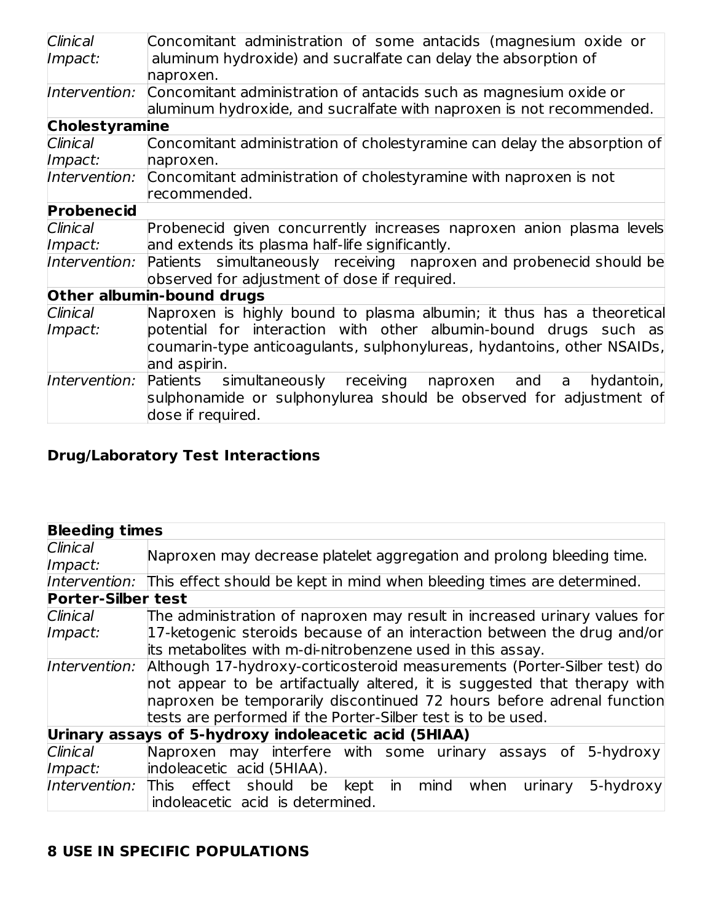| | |
|---|---|
| *Clinical Impact:* | Concomitant administration of some antacids (magnesium oxide or aluminum hydroxide) and sucralfate can delay the absorption of naproxen. |
| *Intervention:* | Concomitant administration of antacids such as magnesium oxide or aluminum hydroxide, and sucralfate with naproxen is not recommended. |
| **Cholestyramine** | |
| *Clinical Impact:* | Concomitant administration of cholestyramine can delay the absorption of naproxen. |
| *Intervention:* | Concomitant administration of cholestyramine with naproxen is not recommended. |
| **Probenecid** | |
| *Clinical Impact:* | Probenecid given concurrently increases naproxen anion plasma levels and extends its plasma half-life significantly. |
| *Intervention:* | Patients simultaneously receiving naproxen and probenecid should be observed for adjustment of dose if required. |
| **Other albumin-bound drugs** | |
| *Clinical Impact:* | Naproxen is highly bound to plasma albumin; it thus has a theoretical potential for interaction with other albumin-bound drugs such as coumarin-type anticoagulants, sulphonylureas, hydantoins, other NSAIDs, and aspirin. |
| *Intervention:* | Patients simultaneously receiving naproxen and a hydantoin, sulphonamide or sulphonylurea should be observed for adjustment of dose if required. |

**Drug/Laboratory Test Interactions**

| | |
|---|---|
| **Bleeding times** | |
| *Clinical Impact:* | Naproxen may decrease platelet aggregation and prolong bleeding time. |
| *Intervention:* | This effect should be kept in mind when bleeding times are determined. |
| **Porter-Silber test** | |
| *Clinical Impact:* | The administration of naproxen may result in increased urinary values for 17-ketogenic steroids because of an interaction between the drug and/or its metabolites with m-di-nitrobenzene used in this assay. |
| *Intervention:* | Although 17-hydroxy-corticosteroid measurements (Porter-Silber test) do not appear to be artifactually altered, it is suggested that therapy with naproxen be temporarily discontinued 72 hours before adrenal function tests are performed if the Porter-Silber test is to be used. |
| **Urinary assays of 5-hydroxy indoleacetic acid (5HIAA)** | |
| *Clinical Impact:* | Naproxen may interfere with some urinary assays of 5-hydroxy indoleacetic acid (5HIAA). |
| *Intervention:* | This effect should be kept in mind when urinary 5-hydroxy indoleacetic acid is determined. |

## 8 USE IN SPECIFIC POPULATIONS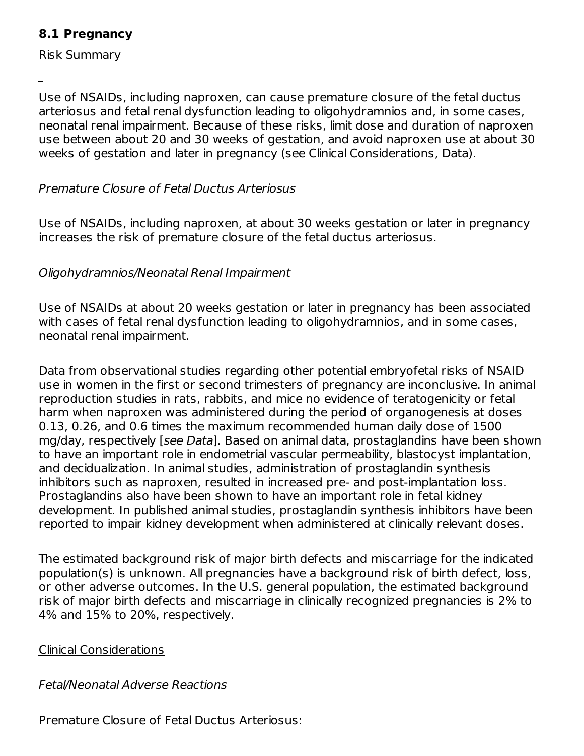### 8.1 Pregnancy

Risk Summary

Use of NSAIDs, including naproxen, can cause premature closure of the fetal ductus arteriosus and fetal renal dysfunction leading to oligohydramnios and, in some cases, neonatal renal impairment. Because of these risks, limit dose and duration of naproxen use between about 20 and 30 weeks of gestation, and avoid naproxen use at about 30 weeks of gestation and later in pregnancy (see Clinical Considerations, Data).

*Premature Closure of Fetal Ductus Arteriosus*

Use of NSAIDs, including naproxen, at about 30 weeks gestation or later in pregnancy increases the risk of premature closure of the fetal ductus arteriosus.

*Oligohydramnios/Neonatal Renal Impairment*

Use of NSAIDs at about 20 weeks gestation or later in pregnancy has been associated with cases of fetal renal dysfunction leading to oligohydramnios, and in some cases, neonatal renal impairment.

Data from observational studies regarding other potential embryofetal risks of NSAID use in women in the first or second trimesters of pregnancy are inconclusive. In animal reproduction studies in rats, rabbits, and mice no evidence of teratogenicity or fetal harm when naproxen was administered during the period of organogenesis at doses 0.13, 0.26, and 0.6 times the maximum recommended human daily dose of 1500 mg/day, respectively [*see Data*]. Based on animal data, prostaglandins have been shown to have an important role in endometrial vascular permeability, blastocyst implantation, and decidualization. In animal studies, administration of prostaglandin synthesis inhibitors such as naproxen, resulted in increased pre- and post-implantation loss. Prostaglandins also have been shown to have an important role in fetal kidney development. In published animal studies, prostaglandin synthesis inhibitors have been reported to impair kidney development when administered at clinically relevant doses.

The estimated background risk of major birth defects and miscarriage for the indicated population(s) is unknown. All pregnancies have a background risk of birth defect, loss, or other adverse outcomes. In the U.S. general population, the estimated background risk of major birth defects and miscarriage in clinically recognized pregnancies is 2% to 4% and 15% to 20%, respectively.

Clinical Considerations

*Fetal/Neonatal Adverse Reactions*

Premature Closure of Fetal Ductus Arteriosus: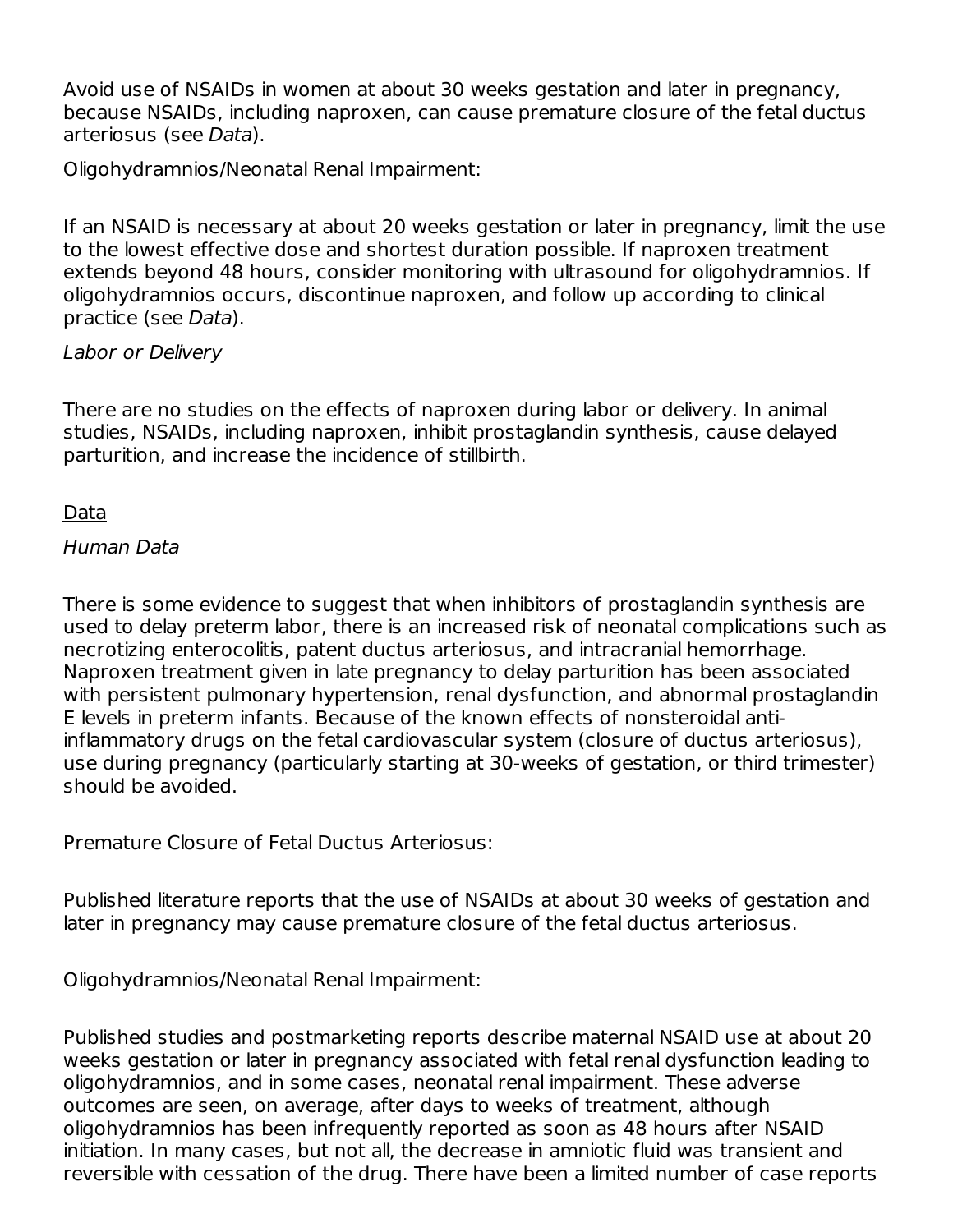Avoid use of NSAIDs in women at about 30 weeks gestation and later in pregnancy, because NSAIDs, including naproxen, can cause premature closure of the fetal ductus arteriosus (see *Data*).

Oligohydramnios/Neonatal Renal Impairment:

If an NSAID is necessary at about 20 weeks gestation or later in pregnancy, limit the use to the lowest effective dose and shortest duration possible. If naproxen treatment extends beyond 48 hours, consider monitoring with ultrasound for oligohydramnios. If oligohydramnios occurs, discontinue naproxen, and follow up according to clinical practice (see *Data*).

*Labor or Delivery*

There are no studies on the effects of naproxen during labor or delivery. In animal studies, NSAIDs, including naproxen, inhibit prostaglandin synthesis, cause delayed parturition, and increase the incidence of stillbirth.

<u>Data</u>

*Human Data*

There is some evidence to suggest that when inhibitors of prostaglandin synthesis are used to delay preterm labor, there is an increased risk of neonatal complications such as necrotizing enterocolitis, patent ductus arteriosus, and intracranial hemorrhage. Naproxen treatment given in late pregnancy to delay parturition has been associated with persistent pulmonary hypertension, renal dysfunction, and abnormal prostaglandin E levels in preterm infants. Because of the known effects of nonsteroidal anti-inflammatory drugs on the fetal cardiovascular system (closure of ductus arteriosus), use during pregnancy (particularly starting at 30-weeks of gestation, or third trimester) should be avoided.

Premature Closure of Fetal Ductus Arteriosus:

Published literature reports that the use of NSAIDs at about 30 weeks of gestation and later in pregnancy may cause premature closure of the fetal ductus arteriosus.

Oligohydramnios/Neonatal Renal Impairment:

Published studies and postmarketing reports describe maternal NSAID use at about 20 weeks gestation or later in pregnancy associated with fetal renal dysfunction leading to oligohydramnios, and in some cases, neonatal renal impairment. These adverse outcomes are seen, on average, after days to weeks of treatment, although oligohydramnios has been infrequently reported as soon as 48 hours after NSAID initiation. In many cases, but not all, the decrease in amniotic fluid was transient and reversible with cessation of the drug. There have been a limited number of case reports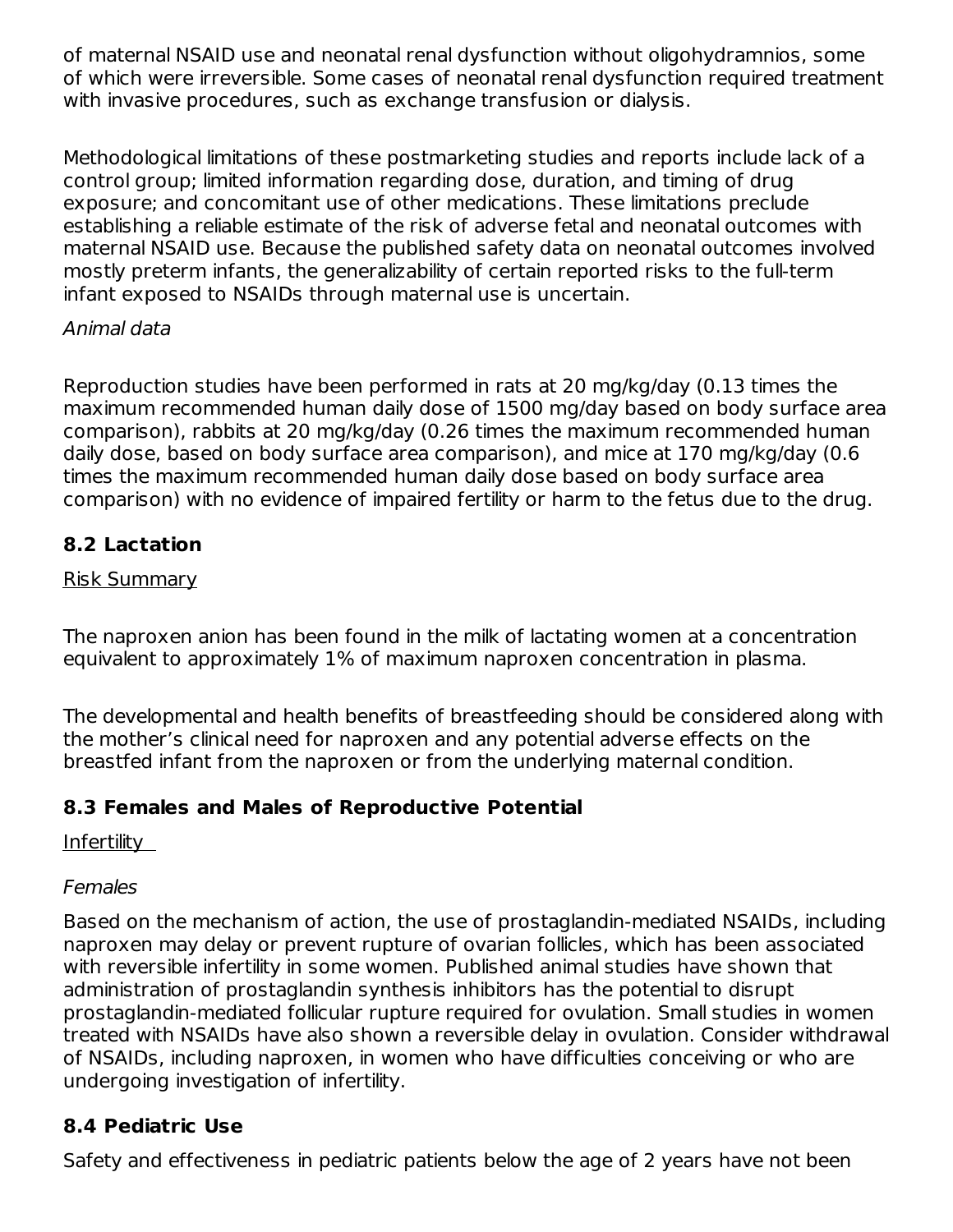of maternal NSAID use and neonatal renal dysfunction without oligohydramnios, some of which were irreversible. Some cases of neonatal renal dysfunction required treatment with invasive procedures, such as exchange transfusion or dialysis.

Methodological limitations of these postmarketing studies and reports include lack of a control group; limited information regarding dose, duration, and timing of drug exposure; and concomitant use of other medications. These limitations preclude establishing a reliable estimate of the risk of adverse fetal and neonatal outcomes with maternal NSAID use. Because the published safety data on neonatal outcomes involved mostly preterm infants, the generalizability of certain reported risks to the full-term infant exposed to NSAIDs through maternal use is uncertain.

*Animal data*

Reproduction studies have been performed in rats at 20 mg/kg/day (0.13 times the maximum recommended human daily dose of 1500 mg/day based on body surface area comparison), rabbits at 20 mg/kg/day (0.26 times the maximum recommended human daily dose, based on body surface area comparison), and mice at 170 mg/kg/day (0.6 times the maximum recommended human daily dose based on body surface area comparison) with no evidence of impaired fertility or harm to the fetus due to the drug.

## 8.2 Lactation

Risk Summary

The naproxen anion has been found in the milk of lactating women at a concentration equivalent to approximately 1% of maximum naproxen concentration in plasma.

The developmental and health benefits of breastfeeding should be considered along with the mother's clinical need for naproxen and any potential adverse effects on the breastfed infant from the naproxen or from the underlying maternal condition.

## 8.3 Females and Males of Reproductive Potential

Infertility

*Females*

Based on the mechanism of action, the use of prostaglandin-mediated NSAIDs, including naproxen may delay or prevent rupture of ovarian follicles, which has been associated with reversible infertility in some women. Published animal studies have shown that administration of prostaglandin synthesis inhibitors has the potential to disrupt prostaglandin-mediated follicular rupture required for ovulation. Small studies in women treated with NSAIDs have also shown a reversible delay in ovulation. Consider withdrawal of NSAIDs, including naproxen, in women who have difficulties conceiving or who are undergoing investigation of infertility.

## 8.4 Pediatric Use

Safety and effectiveness in pediatric patients below the age of 2 years have not been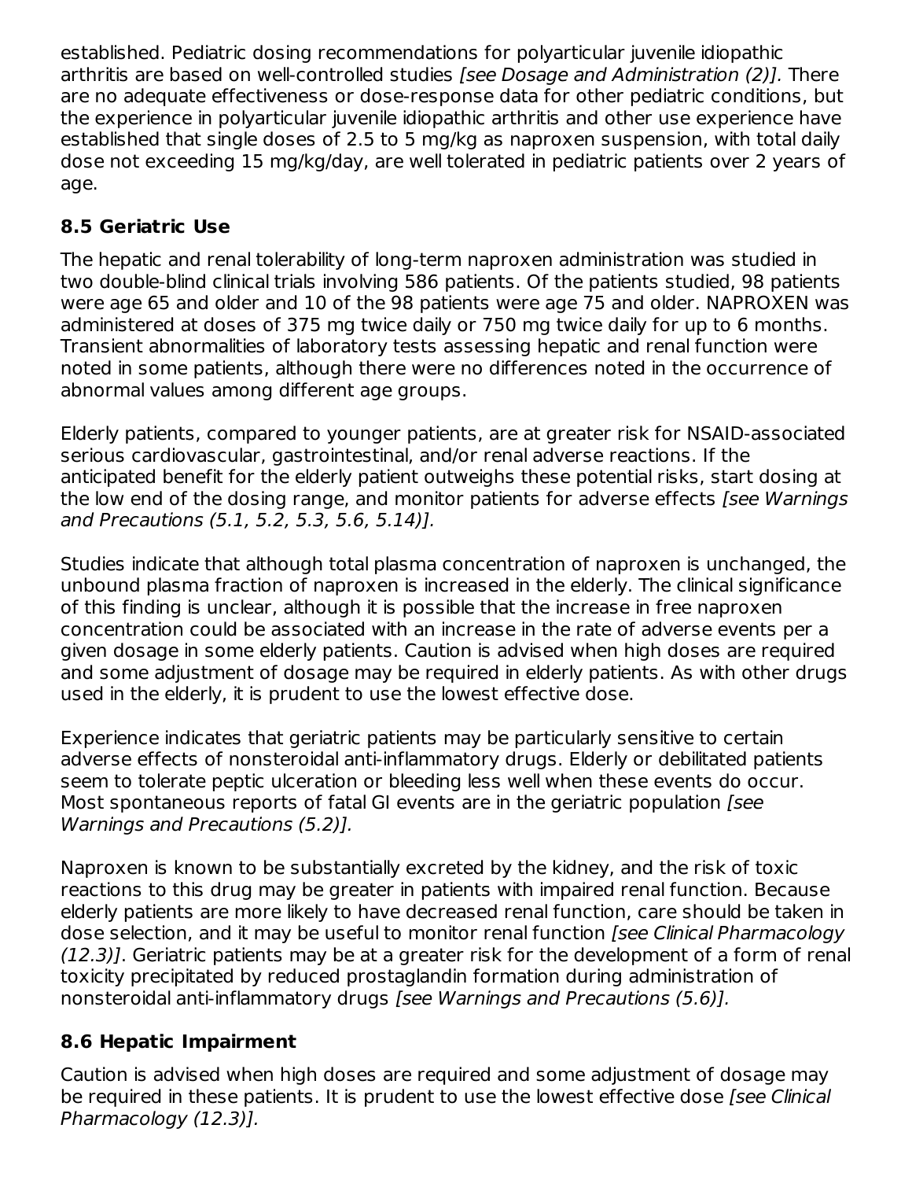established. Pediatric dosing recommendations for polyarticular juvenile idiopathic arthritis are based on well-controlled studies *[see Dosage and Administration (2)].* There are no adequate effectiveness or dose-response data for other pediatric conditions, but the experience in polyarticular juvenile idiopathic arthritis and other use experience have established that single doses of 2.5 to 5 mg/kg as naproxen suspension, with total daily dose not exceeding 15 mg/kg/day, are well tolerated in pediatric patients over 2 years of age.

### 8.5 Geriatric Use

The hepatic and renal tolerability of long-term naproxen administration was studied in two double-blind clinical trials involving 586 patients. Of the patients studied, 98 patients were age 65 and older and 10 of the 98 patients were age 75 and older. NAPROXEN was administered at doses of 375 mg twice daily or 750 mg twice daily for up to 6 months. Transient abnormalities of laboratory tests assessing hepatic and renal function were noted in some patients, although there were no differences noted in the occurrence of abnormal values among different age groups.

Elderly patients, compared to younger patients, are at greater risk for NSAID-associated serious cardiovascular, gastrointestinal, and/or renal adverse reactions. If the anticipated benefit for the elderly patient outweighs these potential risks, start dosing at the low end of the dosing range, and monitor patients for adverse effects *[see Warnings and Precautions (5.1, 5.2, 5.3, 5.6, 5.14)].*

Studies indicate that although total plasma concentration of naproxen is unchanged, the unbound plasma fraction of naproxen is increased in the elderly. The clinical significance of this finding is unclear, although it is possible that the increase in free naproxen concentration could be associated with an increase in the rate of adverse events per a given dosage in some elderly patients. Caution is advised when high doses are required and some adjustment of dosage may be required in elderly patients. As with other drugs used in the elderly, it is prudent to use the lowest effective dose.

Experience indicates that geriatric patients may be particularly sensitive to certain adverse effects of nonsteroidal anti-inflammatory drugs. Elderly or debilitated patients seem to tolerate peptic ulceration or bleeding less well when these events do occur. Most spontaneous reports of fatal GI events are in the geriatric population *[see Warnings and Precautions (5.2)].*

Naproxen is known to be substantially excreted by the kidney, and the risk of toxic reactions to this drug may be greater in patients with impaired renal function. Because elderly patients are more likely to have decreased renal function, care should be taken in dose selection, and it may be useful to monitor renal function *[see Clinical Pharmacology (12.3)]*. Geriatric patients may be at a greater risk for the development of a form of renal toxicity precipitated by reduced prostaglandin formation during administration of nonsteroidal anti-inflammatory drugs *[see Warnings and Precautions (5.6)].*

### 8.6 Hepatic Impairment

Caution is advised when high doses are required and some adjustment of dosage may be required in these patients. It is prudent to use the lowest effective dose *[see Clinical Pharmacology (12.3)].*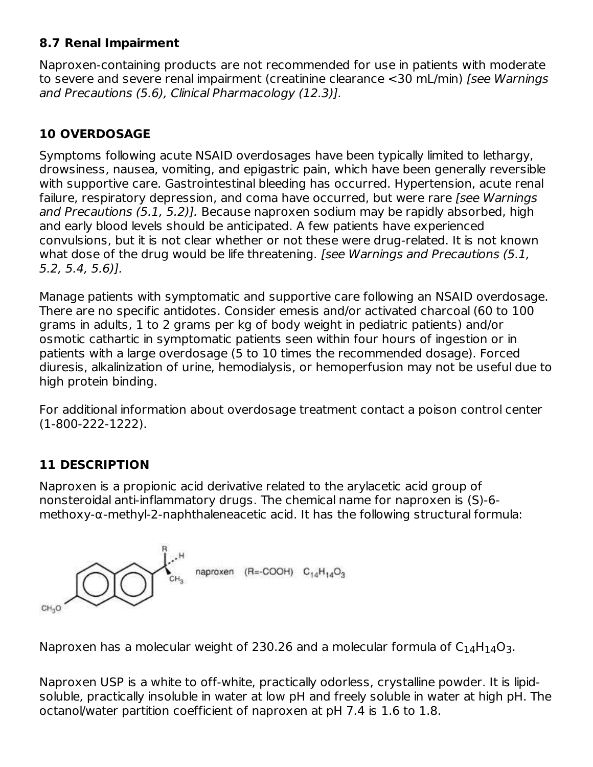### 8.7 Renal Impairment

Naproxen-containing products are not recommended for use in patients with moderate to severe and severe renal impairment (creatinine clearance <30 mL/min) *[see Warnings and Precautions (5.6), Clinical Pharmacology (12.3)].*

## 10 OVERDOSAGE

Symptoms following acute NSAID overdosages have been typically limited to lethargy, drowsiness, nausea, vomiting, and epigastric pain, which have been generally reversible with supportive care. Gastrointestinal bleeding has occurred. Hypertension, acute renal failure, respiratory depression, and coma have occurred, but were rare *[see Warnings and Precautions (5.1, 5.2)].* Because naproxen sodium may be rapidly absorbed, high and early blood levels should be anticipated. A few patients have experienced convulsions, but it is not clear whether or not these were drug-related. It is not known what dose of the drug would be life threatening. *[see Warnings and Precautions (5.1, 5.2, 5.4, 5.6)].*

Manage patients with symptomatic and supportive care following an NSAID overdosage. There are no specific antidotes. Consider emesis and/or activated charcoal (60 to 100 grams in adults, 1 to 2 grams per kg of body weight in pediatric patients) and/or osmotic cathartic in symptomatic patients seen within four hours of ingestion or in patients with a large overdosage (5 to 10 times the recommended dosage). Forced diuresis, alkalinization of urine, hemodialysis, or hemoperfusion may not be useful due to high protein binding.

For additional information about overdosage treatment contact a poison control center (1-800-222-1222).

## 11 DESCRIPTION

Naproxen is a propionic acid derivative related to the arylacetic acid group of nonsteroidal anti-inflammatory drugs. The chemical name for naproxen is (S)-6-methoxy-α-methyl-2-naphthaleneacetic acid. It has the following structural formula:

naproxen (R=-COOH) $C_{14}H_{14}O_3$

Naproxen has a molecular weight of 230.26 and a molecular formula of $C_{14}H_{14}O_3$.

Naproxen USP is a white to off-white, practically odorless, crystalline powder. It is lipid-soluble, practically insoluble in water at low pH and freely soluble in water at high pH. The octanol/water partition coefficient of naproxen at pH 7.4 is 1.6 to 1.8.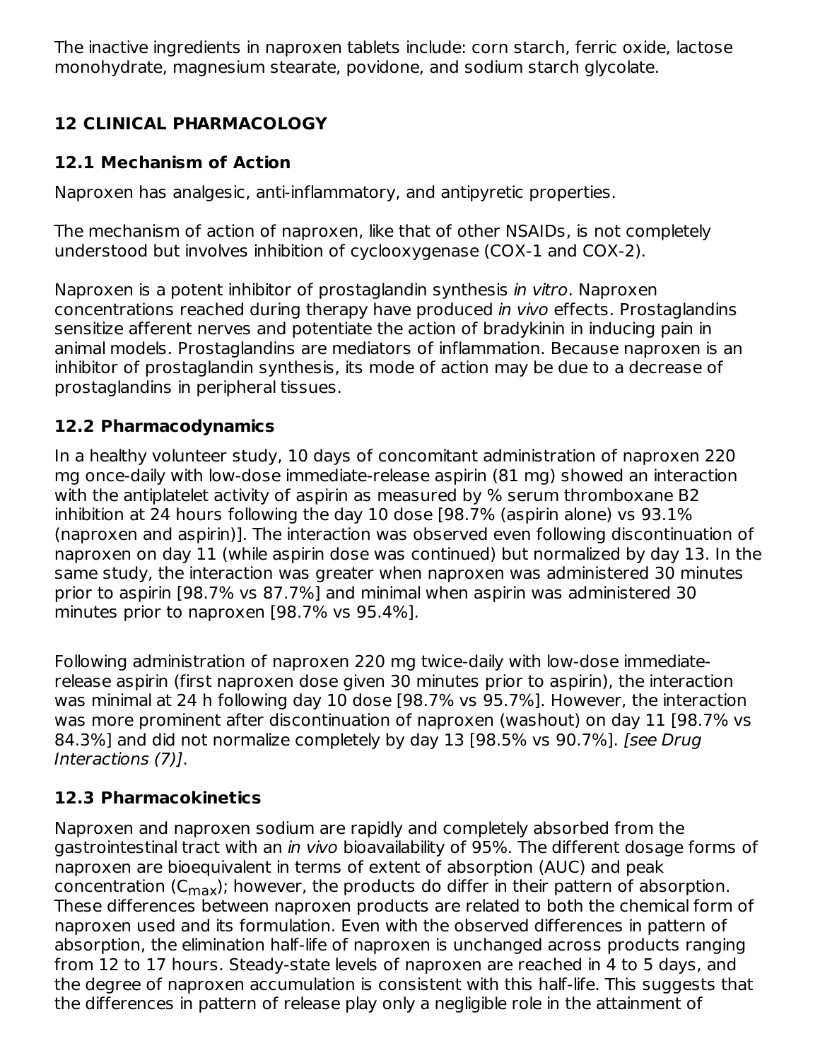The inactive ingredients in naproxen tablets include: corn starch, ferric oxide, lactose monohydrate, magnesium stearate, povidone, and sodium starch glycolate.

## 12 CLINICAL PHARMACOLOGY

### 12.1 Mechanism of Action

Naproxen has analgesic, anti-inflammatory, and antipyretic properties.

The mechanism of action of naproxen, like that of other NSAIDs, is not completely understood but involves inhibition of cyclooxygenase (COX-1 and COX-2).

Naproxen is a potent inhibitor of prostaglandin synthesis *in vitro*. Naproxen concentrations reached during therapy have produced *in vivo* effects. Prostaglandins sensitize afferent nerves and potentiate the action of bradykinin in inducing pain in animal models. Prostaglandins are mediators of inflammation. Because naproxen is an inhibitor of prostaglandin synthesis, its mode of action may be due to a decrease of prostaglandins in peripheral tissues.

### 12.2 Pharmacodynamics

In a healthy volunteer study, 10 days of concomitant administration of naproxen 220 mg once-daily with low-dose immediate-release aspirin (81 mg) showed an interaction with the antiplatelet activity of aspirin as measured by % serum thromboxane B2 inhibition at 24 hours following the day 10 dose [98.7% (aspirin alone) vs 93.1% (naproxen and aspirin)]. The interaction was observed even following discontinuation of naproxen on day 11 (while aspirin dose was continued) but normalized by day 13. In the same study, the interaction was greater when naproxen was administered 30 minutes prior to aspirin [98.7% vs 87.7%] and minimal when aspirin was administered 30 minutes prior to naproxen [98.7% vs 95.4%].

Following administration of naproxen 220 mg twice-daily with low-dose immediate-release aspirin (first naproxen dose given 30 minutes prior to aspirin), the interaction was minimal at 24 h following day 10 dose [98.7% vs 95.7%]. However, the interaction was more prominent after discontinuation of naproxen (washout) on day 11 [98.7% vs 84.3%] and did not normalize completely by day 13 [98.5% vs 90.7%]. *[see Drug Interactions (7)]*.

### 12.3 Pharmacokinetics

Naproxen and naproxen sodium are rapidly and completely absorbed from the gastrointestinal tract with an *in vivo* bioavailability of 95%. The different dosage forms of naproxen are bioequivalent in terms of extent of absorption (AUC) and peak concentration ($C_{max}$); however, the products do differ in their pattern of absorption. These differences between naproxen products are related to both the chemical form of naproxen used and its formulation. Even with the observed differences in pattern of absorption, the elimination half-life of naproxen is unchanged across products ranging from 12 to 17 hours. Steady-state levels of naproxen are reached in 4 to 5 days, and the degree of naproxen accumulation is consistent with this half-life. This suggests that the differences in pattern of release play only a negligible role in the attainment of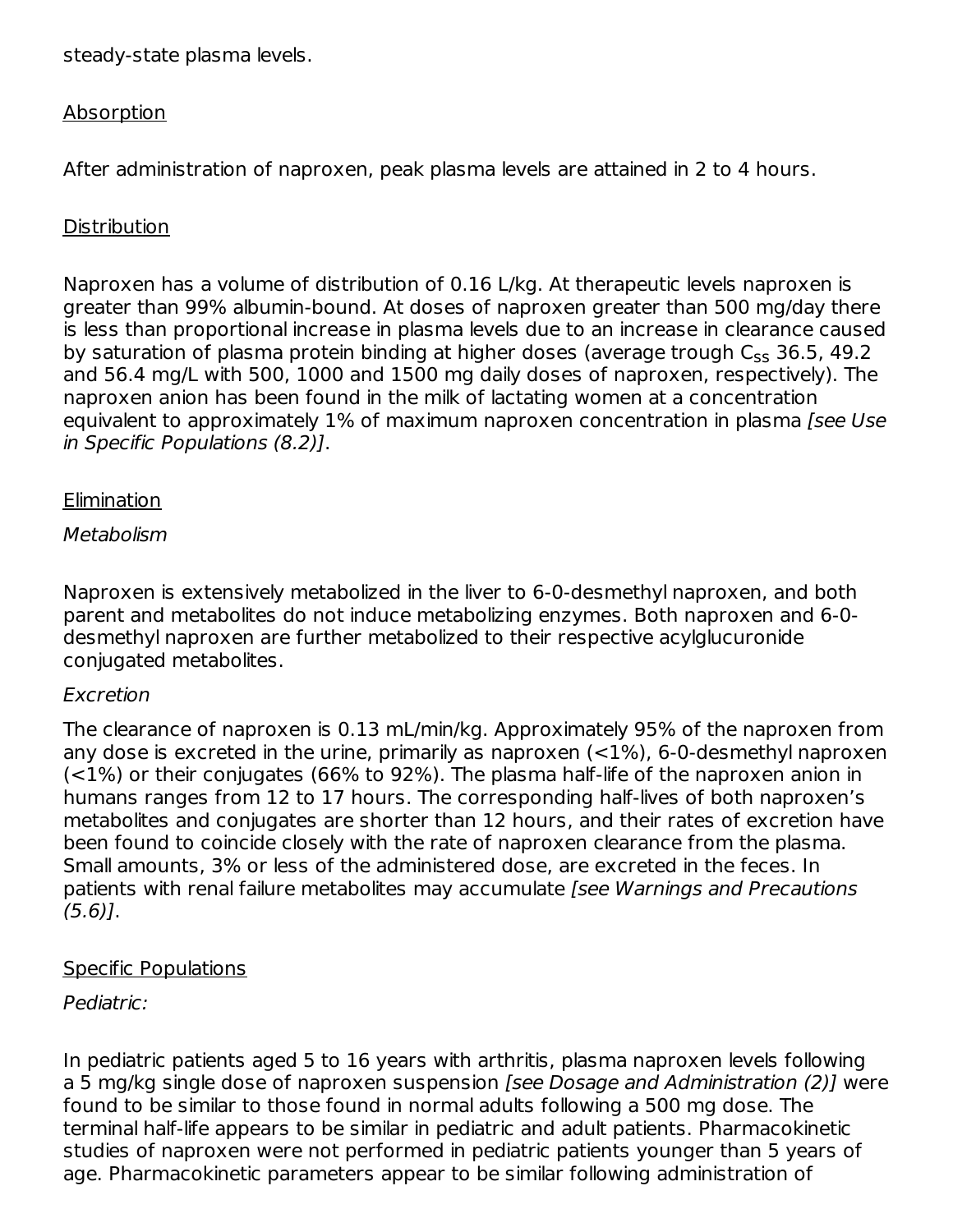steady-state plasma levels.

Absorption

After administration of naproxen, peak plasma levels are attained in 2 to 4 hours.

Distribution

Naproxen has a volume of distribution of 0.16 L/kg. At therapeutic levels naproxen is greater than 99% albumin-bound. At doses of naproxen greater than 500 mg/day there is less than proportional increase in plasma levels due to an increase in clearance caused by saturation of plasma protein binding at higher doses (average trough $C_{ss}$ 36.5, 49.2 and 56.4 mg/L with 500, 1000 and 1500 mg daily doses of naproxen, respectively). The naproxen anion has been found in the milk of lactating women at a concentration equivalent to approximately 1% of maximum naproxen concentration in plasma *[see Use in Specific Populations (8.2)]*.

Elimination

*Metabolism*

Naproxen is extensively metabolized in the liver to 6-0-desmethyl naproxen, and both parent and metabolites do not induce metabolizing enzymes. Both naproxen and 6-0-desmethyl naproxen are further metabolized to their respective acylglucuronide conjugated metabolites.

*Excretion*

The clearance of naproxen is 0.13 mL/min/kg. Approximately 95% of the naproxen from any dose is excreted in the urine, primarily as naproxen (<1%), 6-0-desmethyl naproxen (<1%) or their conjugates (66% to 92%). The plasma half-life of the naproxen anion in humans ranges from 12 to 17 hours. The corresponding half-lives of both naproxen's metabolites and conjugates are shorter than 12 hours, and their rates of excretion have been found to coincide closely with the rate of naproxen clearance from the plasma. Small amounts, 3% or less of the administered dose, are excreted in the feces. In patients with renal failure metabolites may accumulate *[see Warnings and Precautions (5.6)]*.

Specific Populations

*Pediatric:*

In pediatric patients aged 5 to 16 years with arthritis, plasma naproxen levels following a 5 mg/kg single dose of naproxen suspension *[see Dosage and Administration (2)]* were found to be similar to those found in normal adults following a 500 mg dose. The terminal half-life appears to be similar in pediatric and adult patients. Pharmacokinetic studies of naproxen were not performed in pediatric patients younger than 5 years of age. Pharmacokinetic parameters appear to be similar following administration of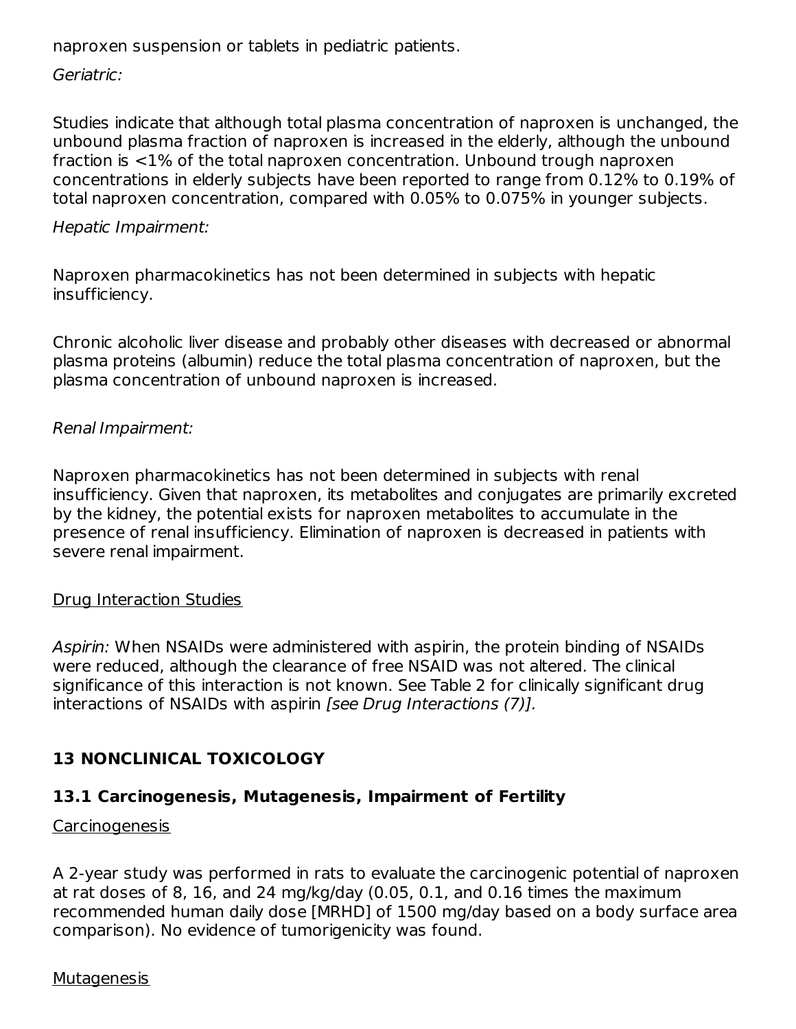naproxen suspension or tablets in pediatric patients.

*Geriatric:*

Studies indicate that although total plasma concentration of naproxen is unchanged, the unbound plasma fraction of naproxen is increased in the elderly, although the unbound fraction is <1% of the total naproxen concentration. Unbound trough naproxen concentrations in elderly subjects have been reported to range from 0.12% to 0.19% of total naproxen concentration, compared with 0.05% to 0.075% in younger subjects.

*Hepatic Impairment:*

Naproxen pharmacokinetics has not been determined in subjects with hepatic insufficiency.

Chronic alcoholic liver disease and probably other diseases with decreased or abnormal plasma proteins (albumin) reduce the total plasma concentration of naproxen, but the plasma concentration of unbound naproxen is increased.

*Renal Impairment:*

Naproxen pharmacokinetics has not been determined in subjects with renal insufficiency. Given that naproxen, its metabolites and conjugates are primarily excreted by the kidney, the potential exists for naproxen metabolites to accumulate in the presence of renal insufficiency. Elimination of naproxen is decreased in patients with severe renal impairment.

Drug Interaction Studies

*Aspirin:* When NSAIDs were administered with aspirin, the protein binding of NSAIDs were reduced, although the clearance of free NSAID was not altered. The clinical significance of this interaction is not known. See Table 2 for clinically significant drug interactions of NSAIDs with aspirin *[see Drug Interactions (7)].*

## 13 NONCLINICAL TOXICOLOGY

### 13.1 Carcinogenesis, Mutagenesis, Impairment of Fertility

Carcinogenesis

A 2-year study was performed in rats to evaluate the carcinogenic potential of naproxen at rat doses of 8, 16, and 24 mg/kg/day (0.05, 0.1, and 0.16 times the maximum recommended human daily dose [MRHD] of 1500 mg/day based on a body surface area comparison). No evidence of tumorigenicity was found.

Mutagenesis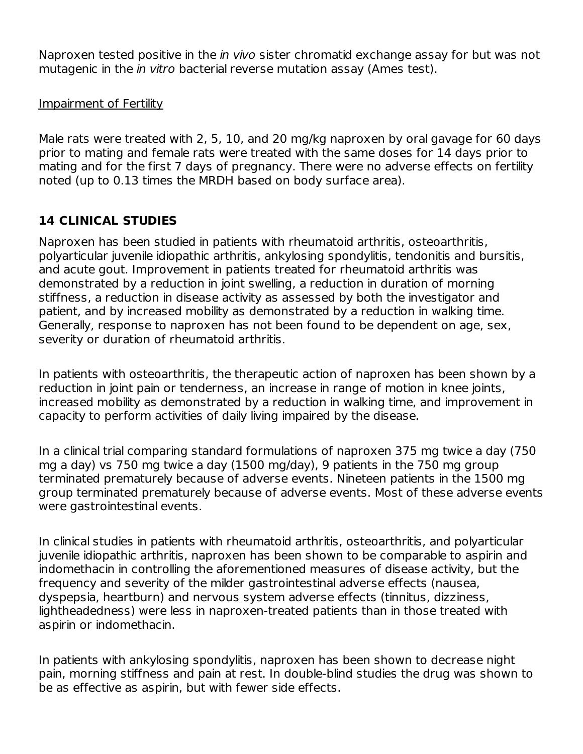Naproxen tested positive in the *in vivo* sister chromatid exchange assay for but was not mutagenic in the *in vitro* bacterial reverse mutation assay (Ames test).

Impairment of Fertility

Male rats were treated with 2, 5, 10, and 20 mg/kg naproxen by oral gavage for 60 days prior to mating and female rats were treated with the same doses for 14 days prior to mating and for the first 7 days of pregnancy. There were no adverse effects on fertility noted (up to 0.13 times the MRDH based on body surface area).

## 14 CLINICAL STUDIES

Naproxen has been studied in patients with rheumatoid arthritis, osteoarthritis, polyarticular juvenile idiopathic arthritis, ankylosing spondylitis, tendonitis and bursitis, and acute gout. Improvement in patients treated for rheumatoid arthritis was demonstrated by a reduction in joint swelling, a reduction in duration of morning stiffness, a reduction in disease activity as assessed by both the investigator and patient, and by increased mobility as demonstrated by a reduction in walking time. Generally, response to naproxen has not been found to be dependent on age, sex, severity or duration of rheumatoid arthritis.

In patients with osteoarthritis, the therapeutic action of naproxen has been shown by a reduction in joint pain or tenderness, an increase in range of motion in knee joints, increased mobility as demonstrated by a reduction in walking time, and improvement in capacity to perform activities of daily living impaired by the disease.

In a clinical trial comparing standard formulations of naproxen 375 mg twice a day (750 mg a day) vs 750 mg twice a day (1500 mg/day), 9 patients in the 750 mg group terminated prematurely because of adverse events. Nineteen patients in the 1500 mg group terminated prematurely because of adverse events. Most of these adverse events were gastrointestinal events.

In clinical studies in patients with rheumatoid arthritis, osteoarthritis, and polyarticular juvenile idiopathic arthritis, naproxen has been shown to be comparable to aspirin and indomethacin in controlling the aforementioned measures of disease activity, but the frequency and severity of the milder gastrointestinal adverse effects (nausea, dyspepsia, heartburn) and nervous system adverse effects (tinnitus, dizziness, lightheadedness) were less in naproxen-treated patients than in those treated with aspirin or indomethacin.

In patients with ankylosing spondylitis, naproxen has been shown to decrease night pain, morning stiffness and pain at rest. In double-blind studies the drug was shown to be as effective as aspirin, but with fewer side effects.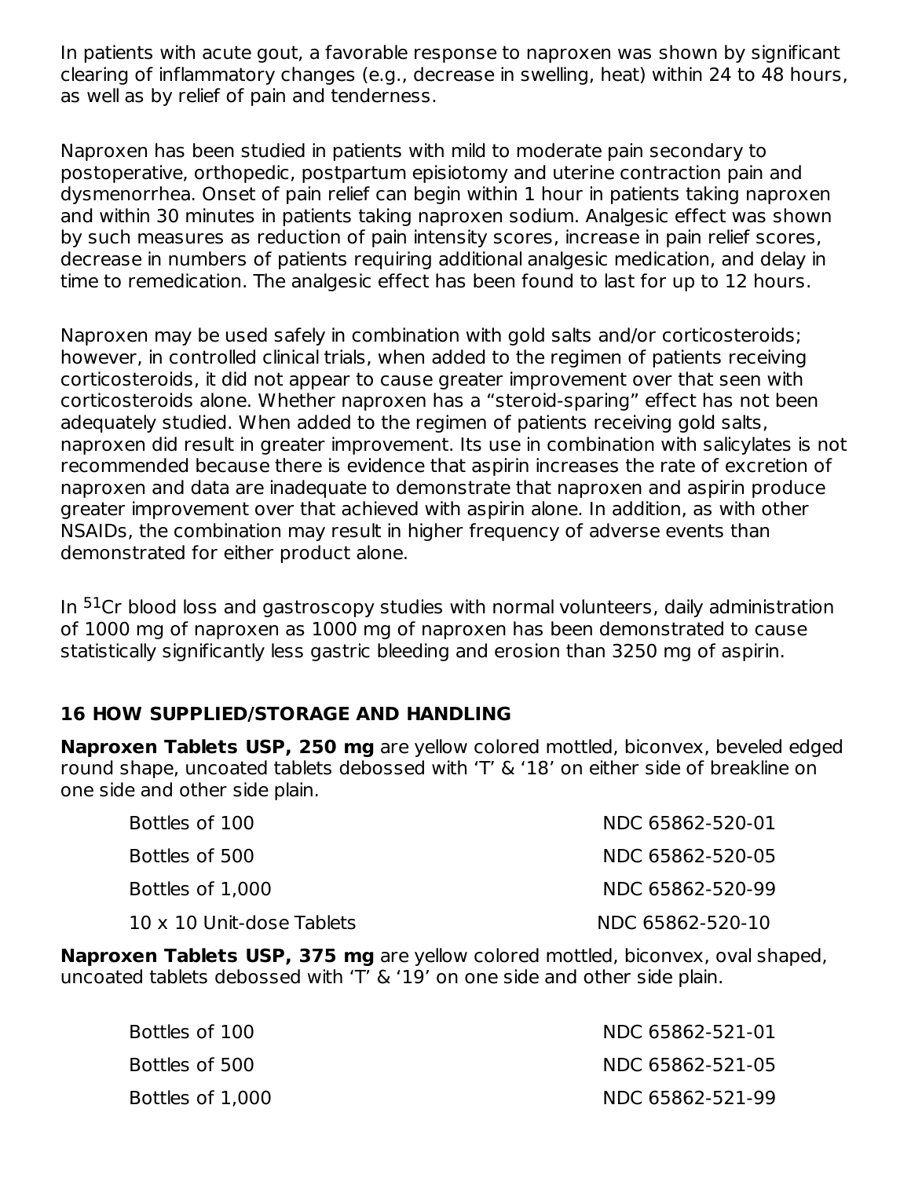In patients with acute gout, a favorable response to naproxen was shown by significant clearing of inflammatory changes (e.g., decrease in swelling, heat) within 24 to 48 hours, as well as by relief of pain and tenderness.

Naproxen has been studied in patients with mild to moderate pain secondary to postoperative, orthopedic, postpartum episiotomy and uterine contraction pain and dysmenorrhea. Onset of pain relief can begin within 1 hour in patients taking naproxen and within 30 minutes in patients taking naproxen sodium. Analgesic effect was shown by such measures as reduction of pain intensity scores, increase in pain relief scores, decrease in numbers of patients requiring additional analgesic medication, and delay in time to remedication. The analgesic effect has been found to last for up to 12 hours.

Naproxen may be used safely in combination with gold salts and/or corticosteroids; however, in controlled clinical trials, when added to the regimen of patients receiving corticosteroids, it did not appear to cause greater improvement over that seen with corticosteroids alone. Whether naproxen has a "steroid-sparing" effect has not been adequately studied. When added to the regimen of patients receiving gold salts, naproxen did result in greater improvement. Its use in combination with salicylates is not recommended because there is evidence that aspirin increases the rate of excretion of naproxen and data are inadequate to demonstrate that naproxen and aspirin produce greater improvement over that achieved with aspirin alone. In addition, as with other NSAIDs, the combination may result in higher frequency of adverse events than demonstrated for either product alone.

In $^{51}$Cr blood loss and gastroscopy studies with normal volunteers, daily administration of 1000 mg of naproxen as 1000 mg of naproxen has been demonstrated to cause statistically significantly less gastric bleeding and erosion than 3250 mg of aspirin.

## 16 HOW SUPPLIED/STORAGE AND HANDLING

**Naproxen Tablets USP, 250 mg** are yellow colored mottled, biconvex, beveled edged round shape, uncoated tablets debossed with 'T' & '18' on either side of breakline on one side and other side plain.

| | |
|---|---|
| Bottles of 100 | NDC 65862-520-01 |
| Bottles of 500 | NDC 65862-520-05 |
| Bottles of 1,000 | NDC 65862-520-99 |
| 10 x 10 Unit-dose Tablets | NDC 65862-520-10 |

**Naproxen Tablets USP, 375 mg** are yellow colored mottled, biconvex, oval shaped, uncoated tablets debossed with 'T' & '19' on one side and other side plain.

| | |
|---|---|
| Bottles of 100 | NDC 65862-521-01 |
| Bottles of 500 | NDC 65862-521-05 |
| Bottles of 1,000 | NDC 65862-521-99 |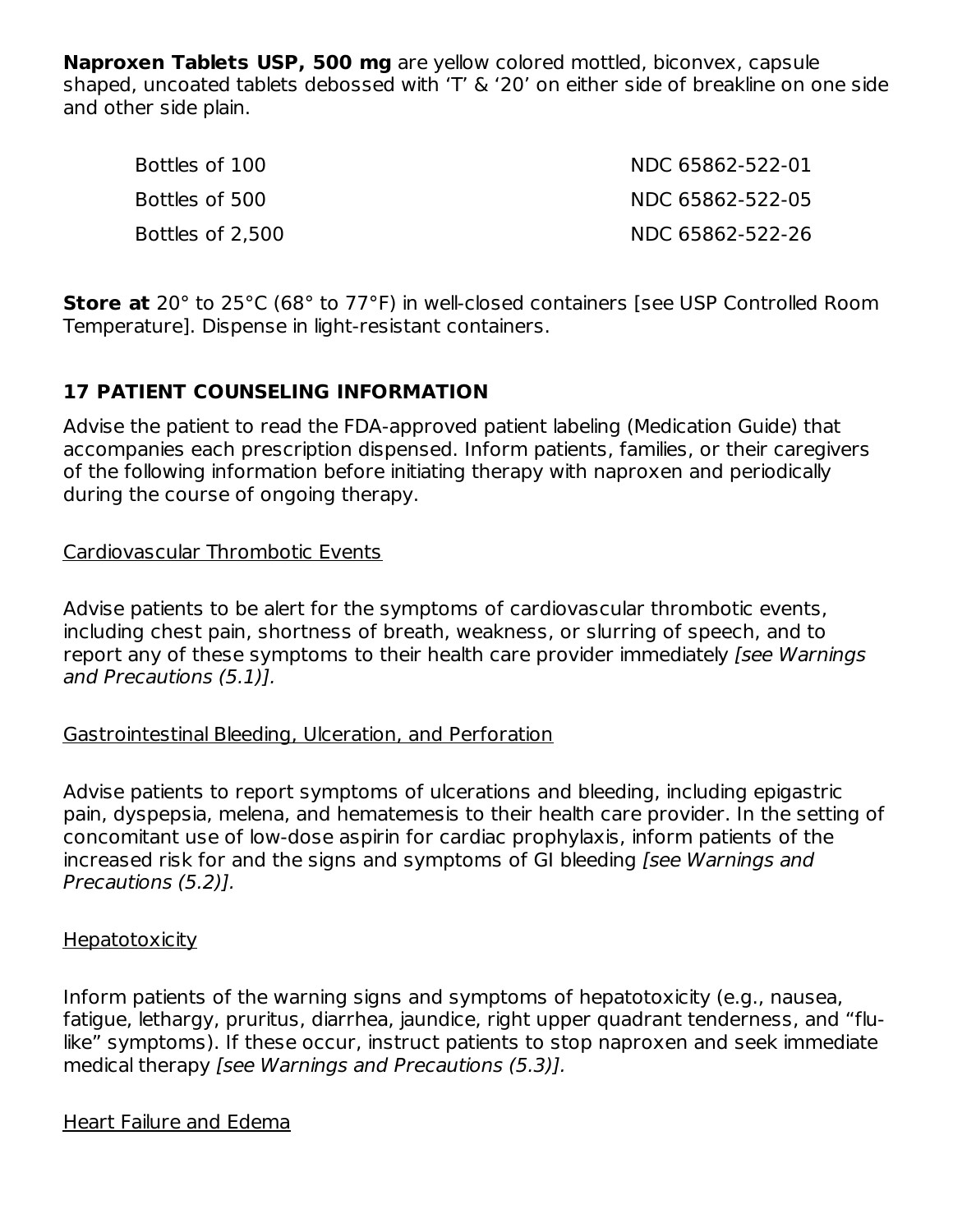**Naproxen Tablets USP, 500 mg** are yellow colored mottled, biconvex, capsule shaped, uncoated tablets debossed with 'T' & '20' on either side of breakline on one side and other side plain.

| | |
|---|---|
| Bottles of 100 | NDC 65862-522-01 |
| Bottles of 500 | NDC 65862-522-05 |
| Bottles of 2,500 | NDC 65862-522-26 |

**Store at** 20° to 25°C (68° to 77°F) in well-closed containers [see USP Controlled Room Temperature]. Dispense in light-resistant containers.

## 17 PATIENT COUNSELING INFORMATION

Advise the patient to read the FDA-approved patient labeling (Medication Guide) that accompanies each prescription dispensed. Inform patients, families, or their caregivers of the following information before initiating therapy with naproxen and periodically during the course of ongoing therapy.

Cardiovascular Thrombotic Events

Advise patients to be alert for the symptoms of cardiovascular thrombotic events, including chest pain, shortness of breath, weakness, or slurring of speech, and to report any of these symptoms to their health care provider immediately *[see Warnings and Precautions (5.1)].*

Gastrointestinal Bleeding, Ulceration, and Perforation

Advise patients to report symptoms of ulcerations and bleeding, including epigastric pain, dyspepsia, melena, and hematemesis to their health care provider. In the setting of concomitant use of low-dose aspirin for cardiac prophylaxis, inform patients of the increased risk for and the signs and symptoms of GI bleeding *[see Warnings and Precautions (5.2)].*

Hepatotoxicity

Inform patients of the warning signs and symptoms of hepatotoxicity (e.g., nausea, fatigue, lethargy, pruritus, diarrhea, jaundice, right upper quadrant tenderness, and "flu-like" symptoms). If these occur, instruct patients to stop naproxen and seek immediate medical therapy *[see Warnings and Precautions (5.3)].*

Heart Failure and Edema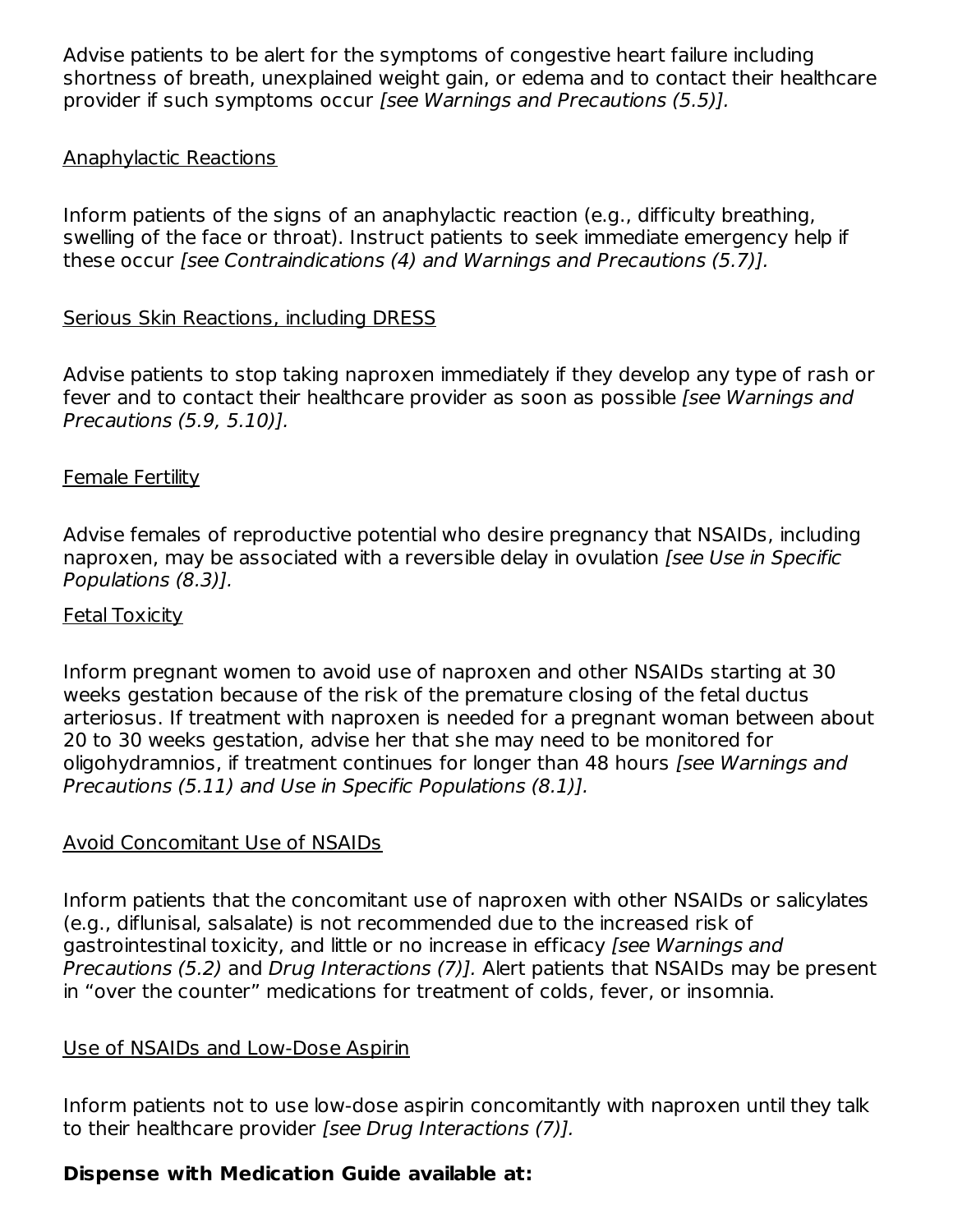Advise patients to be alert for the symptoms of congestive heart failure including shortness of breath, unexplained weight gain, or edema and to contact their healthcare provider if such symptoms occur *[see Warnings and Precautions (5.5)].*

Anaphylactic Reactions

Inform patients of the signs of an anaphylactic reaction (e.g., difficulty breathing, swelling of the face or throat). Instruct patients to seek immediate emergency help if these occur *[see Contraindications (4) and Warnings and Precautions (5.7)].*

Serious Skin Reactions, including DRESS

Advise patients to stop taking naproxen immediately if they develop any type of rash or fever and to contact their healthcare provider as soon as possible *[see Warnings and Precautions (5.9, 5.10)].*

Female Fertility

Advise females of reproductive potential who desire pregnancy that NSAIDs, including naproxen, may be associated with a reversible delay in ovulation *[see Use in Specific Populations (8.3)].*

Fetal Toxicity

Inform pregnant women to avoid use of naproxen and other NSAIDs starting at 30 weeks gestation because of the risk of the premature closing of the fetal ductus arteriosus. If treatment with naproxen is needed for a pregnant woman between about 20 to 30 weeks gestation, advise her that she may need to be monitored for oligohydramnios, if treatment continues for longer than 48 hours *[see Warnings and Precautions (5.11) and Use in Specific Populations (8.1)].*

Avoid Concomitant Use of NSAIDs

Inform patients that the concomitant use of naproxen with other NSAIDs or salicylates (e.g., diflunisal, salsalate) is not recommended due to the increased risk of gastrointestinal toxicity, and little or no increase in efficacy *[see Warnings and Precautions (5.2)* and *Drug Interactions (7)].* Alert patients that NSAIDs may be present in “over the counter” medications for treatment of colds, fever, or insomnia.

Use of NSAIDs and Low-Dose Aspirin

Inform patients not to use low-dose aspirin concomitantly with naproxen until they talk to their healthcare provider *[see Drug Interactions (7)].*

**Dispense with Medication Guide available at:**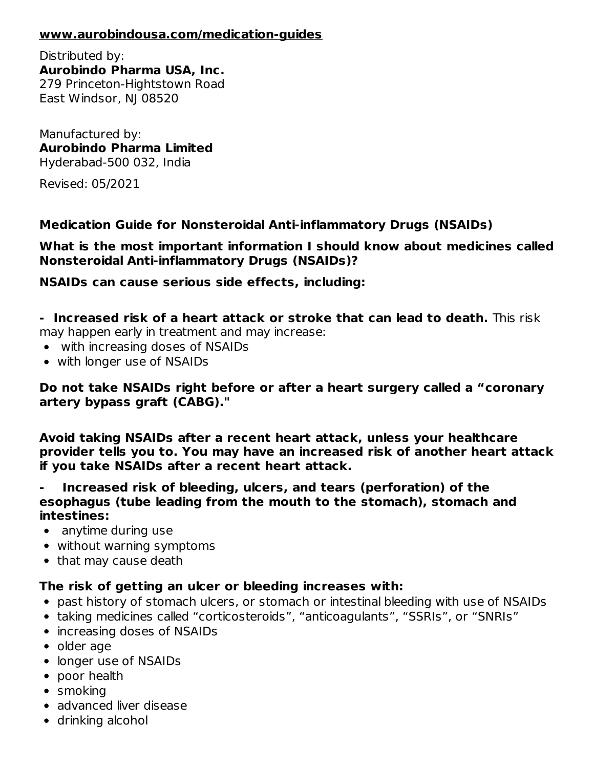**www.aurobindousa.com/medication-guides**

Distributed by:
**Aurobindo Pharma USA, Inc.**
279 Princeton-Hightstown Road
East Windsor, NJ 08520

Manufactured by:
**Aurobindo Pharma Limited**
Hyderabad-500 032, India

Revised: 05/2021

## Medication Guide for Nonsteroidal Anti-inflammatory Drugs (NSAIDs)

**What is the most important information I should know about medicines called Nonsteroidal Anti-inflammatory Drugs (NSAIDs)?**

**NSAIDs can cause serious side effects, including:**

- **Increased risk of a heart attack or stroke that can lead to death.** This risk may happen early in treatment and may increase:
  - with increasing doses of NSAIDs
  - with longer use of NSAIDs

**Do not take NSAIDs right before or after a heart surgery called a "coronary artery bypass graft (CABG)."**

**Avoid taking NSAIDs after a recent heart attack, unless your healthcare provider tells you to. You may have an increased risk of another heart attack if you take NSAIDs after a recent heart attack.**

- **Increased risk of bleeding, ulcers, and tears (perforation) of the esophagus (tube leading from the mouth to the stomach), stomach and intestines:**
  - anytime during use
  - without warning symptoms
  - that may cause death

**The risk of getting an ulcer or bleeding increases with:**

- past history of stomach ulcers, or stomach or intestinal bleeding with use of NSAIDs
- taking medicines called "corticosteroids", "anticoagulants", "SSRIs", or "SNRIs"
- increasing doses of NSAIDs
- older age
- longer use of NSAIDs
- poor health
- smoking
- advanced liver disease
- drinking alcohol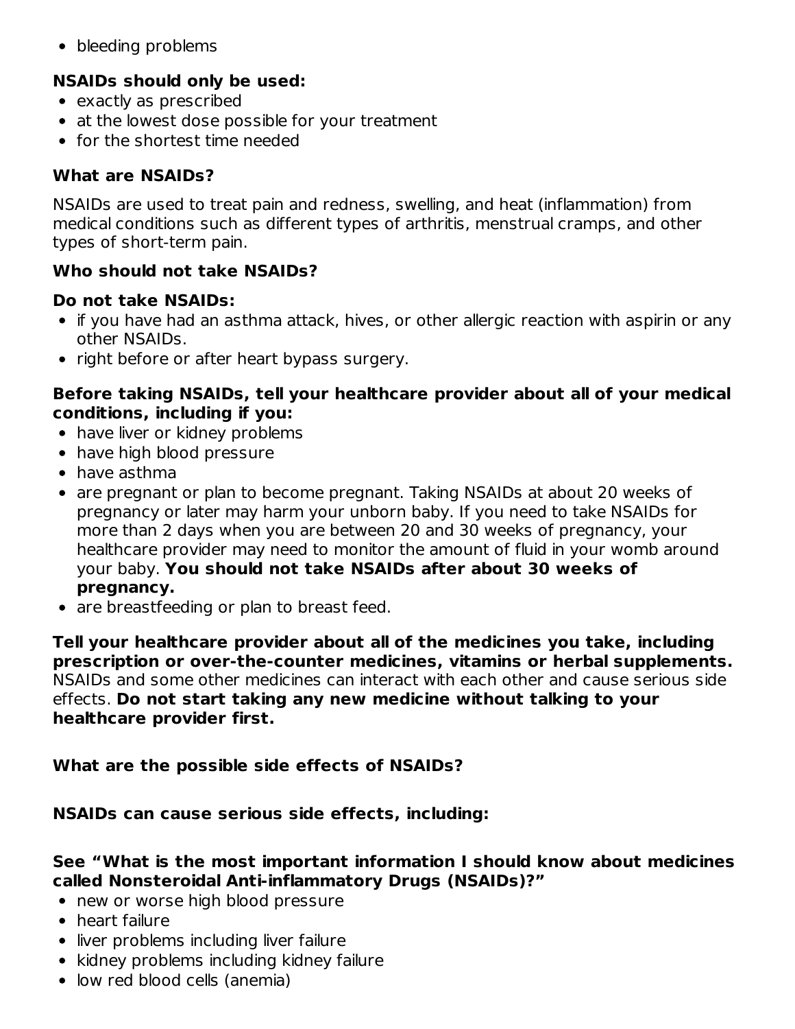- bleeding problems

**NSAIDs should only be used:**

- exactly as prescribed
- at the lowest dose possible for your treatment
- for the shortest time needed

**What are NSAIDs?**

NSAIDs are used to treat pain and redness, swelling, and heat (inflammation) from medical conditions such as different types of arthritis, menstrual cramps, and other types of short-term pain.

**Who should not take NSAIDs?**

**Do not take NSAIDs:**

- if you have had an asthma attack, hives, or other allergic reaction with aspirin or any other NSAIDs.
- right before or after heart bypass surgery.

**Before taking NSAIDs, tell your healthcare provider about all of your medical conditions, including if you:**

- have liver or kidney problems
- have high blood pressure
- have asthma
- are pregnant or plan to become pregnant. Taking NSAIDs at about 20 weeks of pregnancy or later may harm your unborn baby. If you need to take NSAIDs for more than 2 days when you are between 20 and 30 weeks of pregnancy, your healthcare provider may need to monitor the amount of fluid in your womb around your baby. **You should not take NSAIDs after about 30 weeks of pregnancy.**
- are breastfeeding or plan to breast feed.

**Tell your healthcare provider about all of the medicines you take, including prescription or over-the-counter medicines, vitamins or herbal supplements.** NSAIDs and some other medicines can interact with each other and cause serious side effects. **Do not start taking any new medicine without talking to your healthcare provider first.**

**What are the possible side effects of NSAIDs?**

**NSAIDs can cause serious side effects, including:**

**See "What is the most important information I should know about medicines called Nonsteroidal Anti-inflammatory Drugs (NSAIDs)?"**

- new or worse high blood pressure
- heart failure
- liver problems including liver failure
- kidney problems including kidney failure
- low red blood cells (anemia)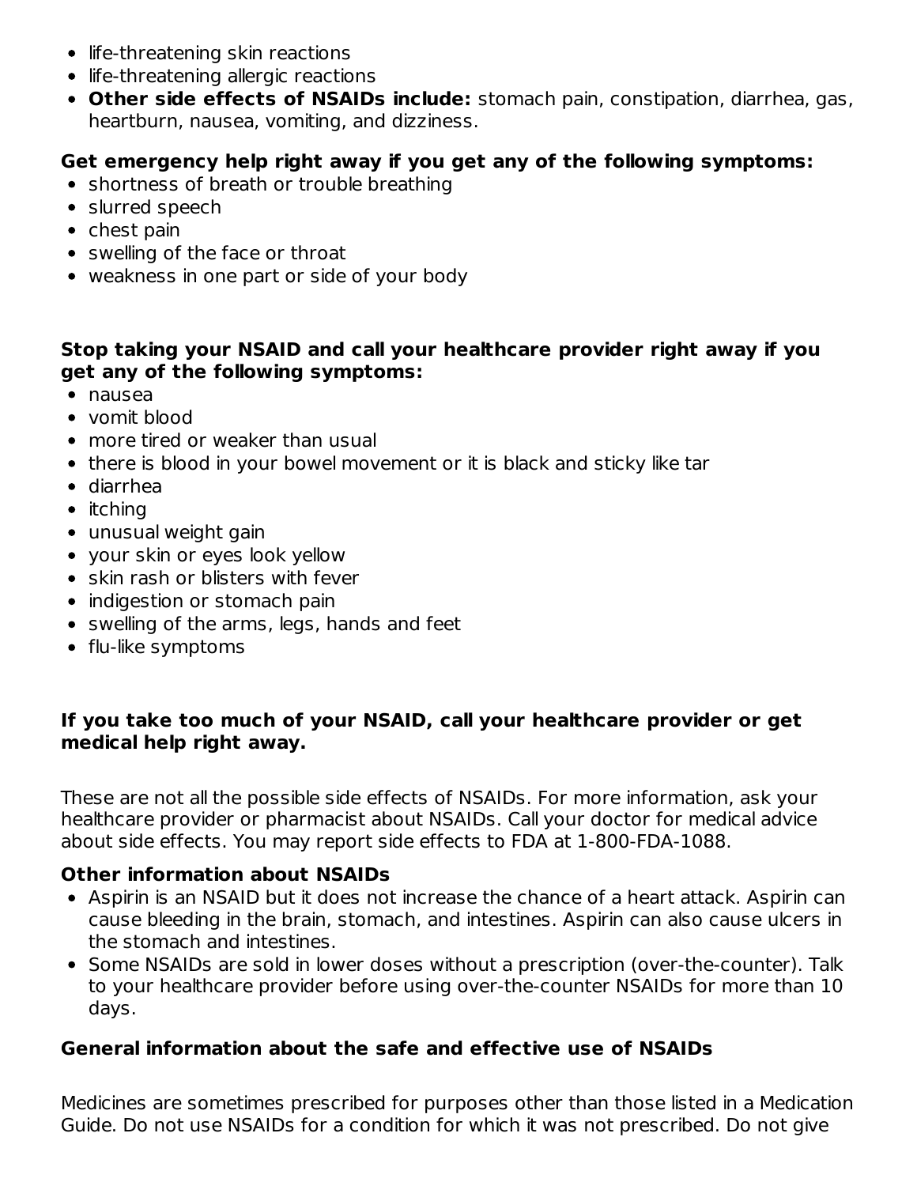- life-threatening skin reactions
- life-threatening allergic reactions
- **Other side effects of NSAIDs include:** stomach pain, constipation, diarrhea, gas, heartburn, nausea, vomiting, and dizziness.

**Get emergency help right away if you get any of the following symptoms:**

- shortness of breath or trouble breathing
- slurred speech
- chest pain
- swelling of the face or throat
- weakness in one part or side of your body

**Stop taking your NSAID and call your healthcare provider right away if you get any of the following symptoms:**

- nausea
- vomit blood
- more tired or weaker than usual
- there is blood in your bowel movement or it is black and sticky like tar
- diarrhea
- itching
- unusual weight gain
- your skin or eyes look yellow
- skin rash or blisters with fever
- indigestion or stomach pain
- swelling of the arms, legs, hands and feet
- flu-like symptoms

**If you take too much of your NSAID, call your healthcare provider or get medical help right away.**

These are not all the possible side effects of NSAIDs. For more information, ask your healthcare provider or pharmacist about NSAIDs. Call your doctor for medical advice about side effects. You may report side effects to FDA at 1-800-FDA-1088.

**Other information about NSAIDs**

- Aspirin is an NSAID but it does not increase the chance of a heart attack. Aspirin can cause bleeding in the brain, stomach, and intestines. Aspirin can also cause ulcers in the stomach and intestines.
- Some NSAIDs are sold in lower doses without a prescription (over-the-counter). Talk to your healthcare provider before using over-the-counter NSAIDs for more than 10 days.

**General information about the safe and effective use of NSAIDs**

Medicines are sometimes prescribed for purposes other than those listed in a Medication Guide. Do not use NSAIDs for a condition for which it was not prescribed. Do not give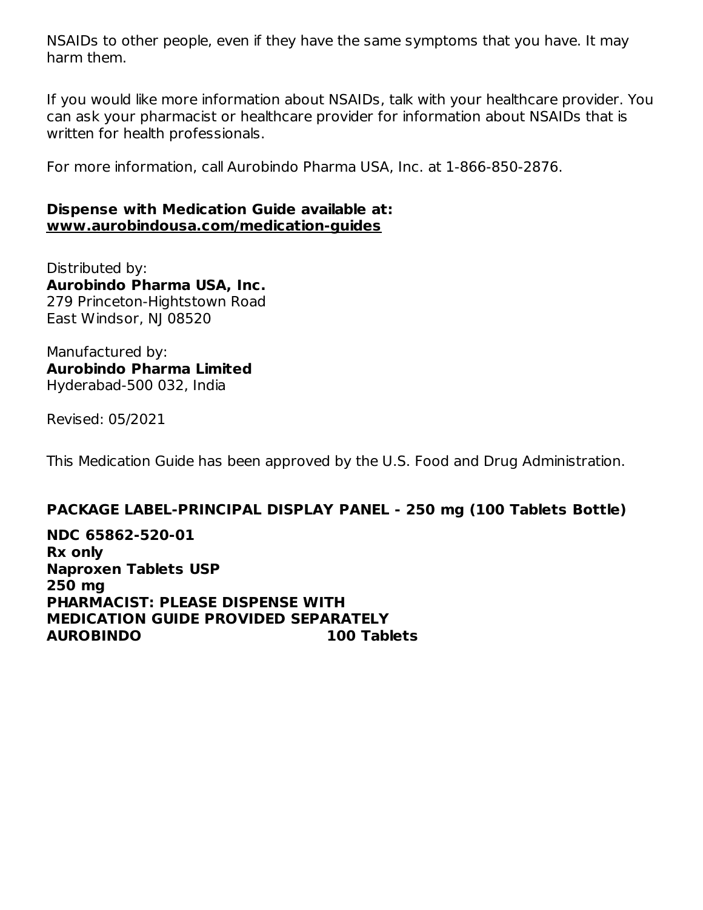NSAIDs to other people, even if they have the same symptoms that you have. It may harm them.

If you would like more information about NSAIDs, talk with your healthcare provider. You can ask your pharmacist or healthcare provider for information about NSAIDs that is written for health professionals.

For more information, call Aurobindo Pharma USA, Inc. at 1-866-850-2876.

**Dispense with Medication Guide available at:**
**www.aurobindousa.com/medication-guides**

Distributed by:
**Aurobindo Pharma USA, Inc.**
279 Princeton-Hightstown Road
East Windsor, NJ 08520

Manufactured by:
**Aurobindo Pharma Limited**
Hyderabad-500 032, India

Revised: 05/2021

This Medication Guide has been approved by the U.S. Food and Drug Administration.

**PACKAGE LABEL-PRINCIPAL DISPLAY PANEL - 250 mg (100 Tablets Bottle)**

**NDC 65862-520-01**
**Rx only**
**Naproxen Tablets USP**
**250 mg**
**PHARMACIST: PLEASE DISPENSE WITH**
**MEDICATION GUIDE PROVIDED SEPARATELY**
**AUROBINDO** **100 Tablets**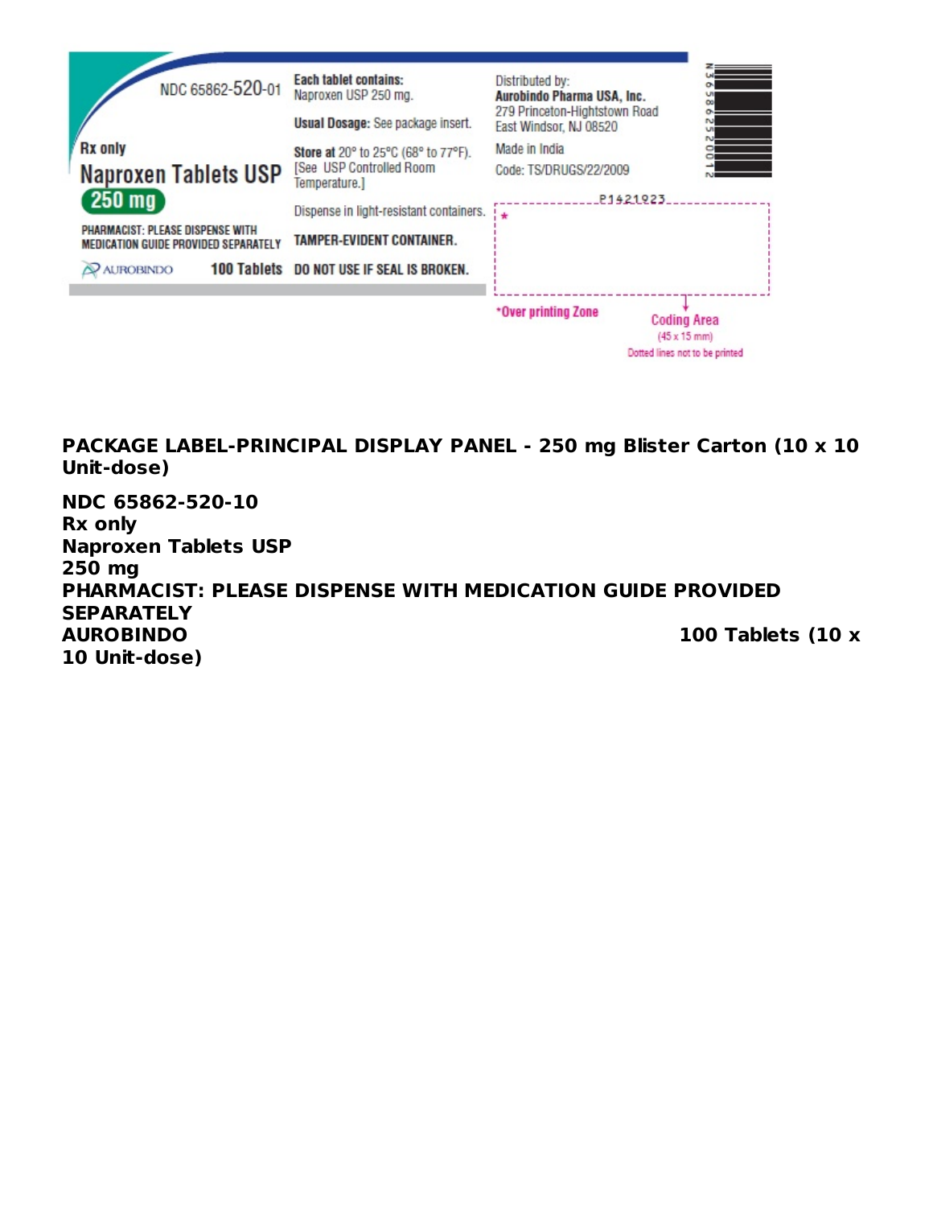NDC 65862-520-01

Rx only

Naproxen Tablets USP

250 mg

PHARMACIST: PLEASE DISPENSE WITH MEDICATION GUIDE PROVIDED SEPARATELY

AUROBINDO

100 Tablets

**Each tablet contains:** Naproxen USP 250 mg.

**Usual Dosage:** See package insert.

**Store at** 20° to 25°C (68° to 77°F). [See USP Controlled Room Temperature.]

Dispense in light-resistant containers.

**TAMPER-EVIDENT CONTAINER.**

**DO NOT USE IF SEAL IS BROKEN.**

Distributed by:
**Aurobindo Pharma USA, Inc.**
279 Princeton-Hightstown Road
East Windsor, NJ 08520

Made in India

Code: TS/DRUGS/22/2009

P1421923

*Over printing Zone

Coding Area (45 x 15 mm)

Dotted lines not to be printed

N 3 65862 52001 2

**PACKAGE LABEL-PRINCIPAL DISPLAY PANEL - 250 mg Blister Carton (10 x 10 Unit-dose)**

**NDC 65862-520-10**
**Rx only**
**Naproxen Tablets USP**
**250 mg**
**PHARMACIST: PLEASE DISPENSE WITH MEDICATION GUIDE PROVIDED SEPARATELY**
**AUROBINDO** **100 Tablets (10 x 10 Unit-dose)**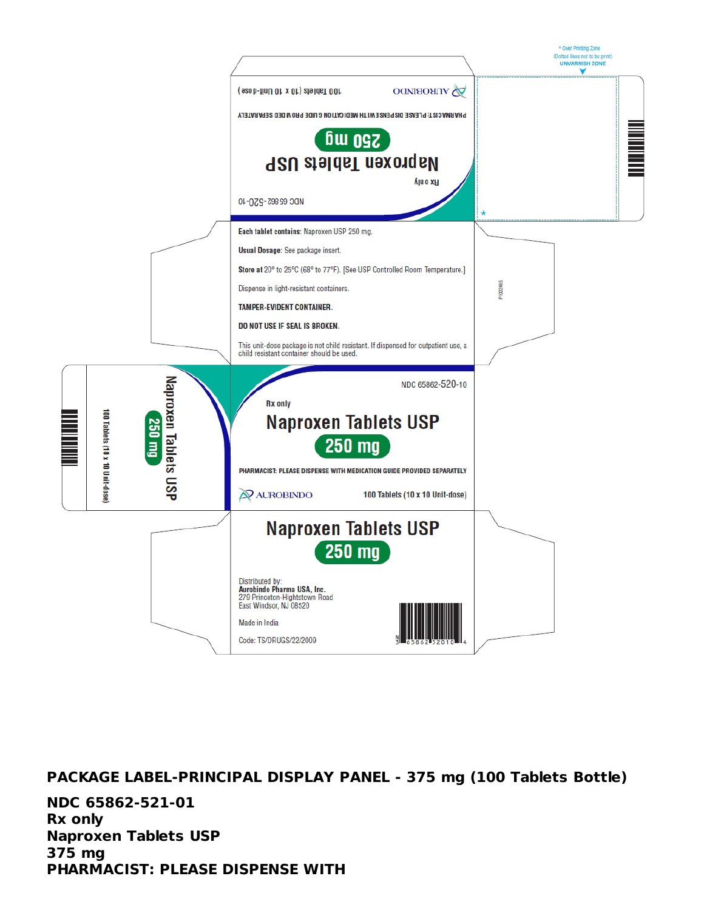Each tablet contains: Naproxen USP 250 mg.

Usual Dosage: See package insert.

Store at 20° to 25°C (68° to 77°F). [See USP Controlled Room Temperature.]

Dispense in light-resistant containers.

TAMPER-EVIDENT CONTAINER.

DO NOT USE IF SEAL IS BROKEN.

This unit-dose package is not child resistant. If dispensed for outpatient use, a child resistant container should be used.

NDC 65862-520-10

Rx only

Naproxen Tablets USP

250 mg

PHARMACIST: PLEASE DISPENSE WITH MEDICATION GUIDE PROVIDED SEPARATELY

AUROBINDO

100 Tablets (10 x 10 Unit-dose)

Naproxen Tablets USP

250 mg

Distributed by:
Aurobindo Pharma USA, Inc.
279 Princeton-Hightstown Road
East Windsor, NJ 08520

Made in India

Code: TS/DRUGS/22/2009

**PACKAGE LABEL-PRINCIPAL DISPLAY PANEL - 375 mg (100 Tablets Bottle)**

**NDC 65862-521-01**
**Rx only**
**Naproxen Tablets USP**
**375 mg**
**PHARMACIST: PLEASE DISPENSE WITH**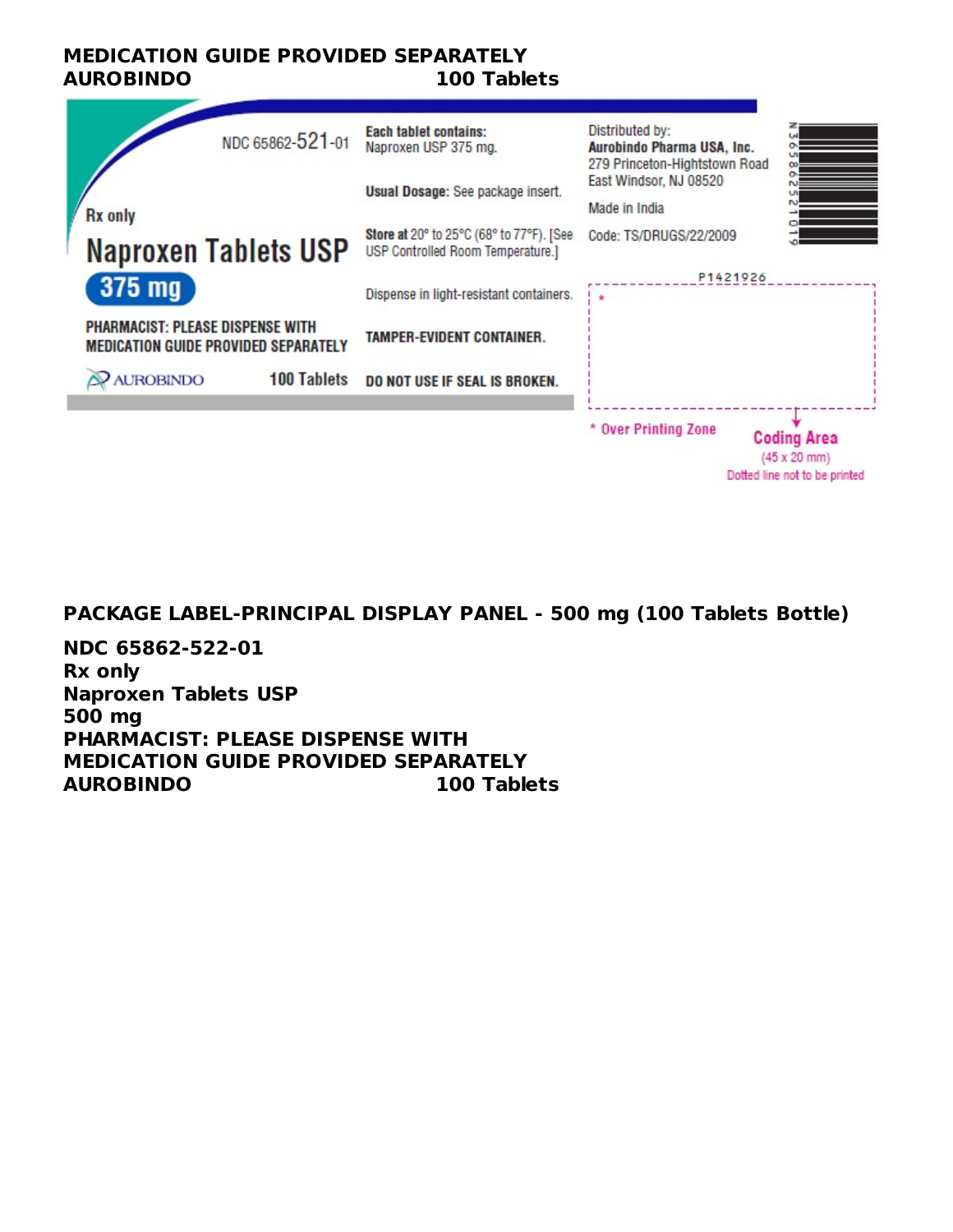**MEDICATION GUIDE PROVIDED SEPARATELY**
**AUROBINDO 100 Tablets**

NDC 65862-521-01

Rx only

# Naproxen Tablets USP

**375 mg**

PHARMACIST: PLEASE DISPENSE WITH MEDICATION GUIDE PROVIDED SEPARATELY

AUROBINDO 100 Tablets

**Each tablet contains:** Naproxen USP 375 mg.

**Usual Dosage:** See package insert.

**Store at** 20° to 25°C (68° to 77°F). [See USP Controlled Room Temperature.]

Dispense in light-resistant containers.

TAMPER-EVIDENT CONTAINER.

DO NOT USE IF SEAL IS BROKEN.

Distributed by:
**Aurobindo Pharma USA, Inc.**
279 Princeton-Hightstown Road
East Windsor, NJ 08520

Made in India

Code: TS/DRUGS/22/2009

N 3 65862 52101 9

P1421926

* Over Printing Zone

Coding Area (45 x 20 mm)
Dotted line not to be printed

**PACKAGE LABEL-PRINCIPAL DISPLAY PANEL - 500 mg (100 Tablets Bottle)**

**NDC 65862-522-01**
**Rx only**
**Naproxen Tablets USP**
**500 mg**
**PHARMACIST: PLEASE DISPENSE WITH**
**MEDICATION GUIDE PROVIDED SEPARATELY**
**AUROBINDO 100 Tablets**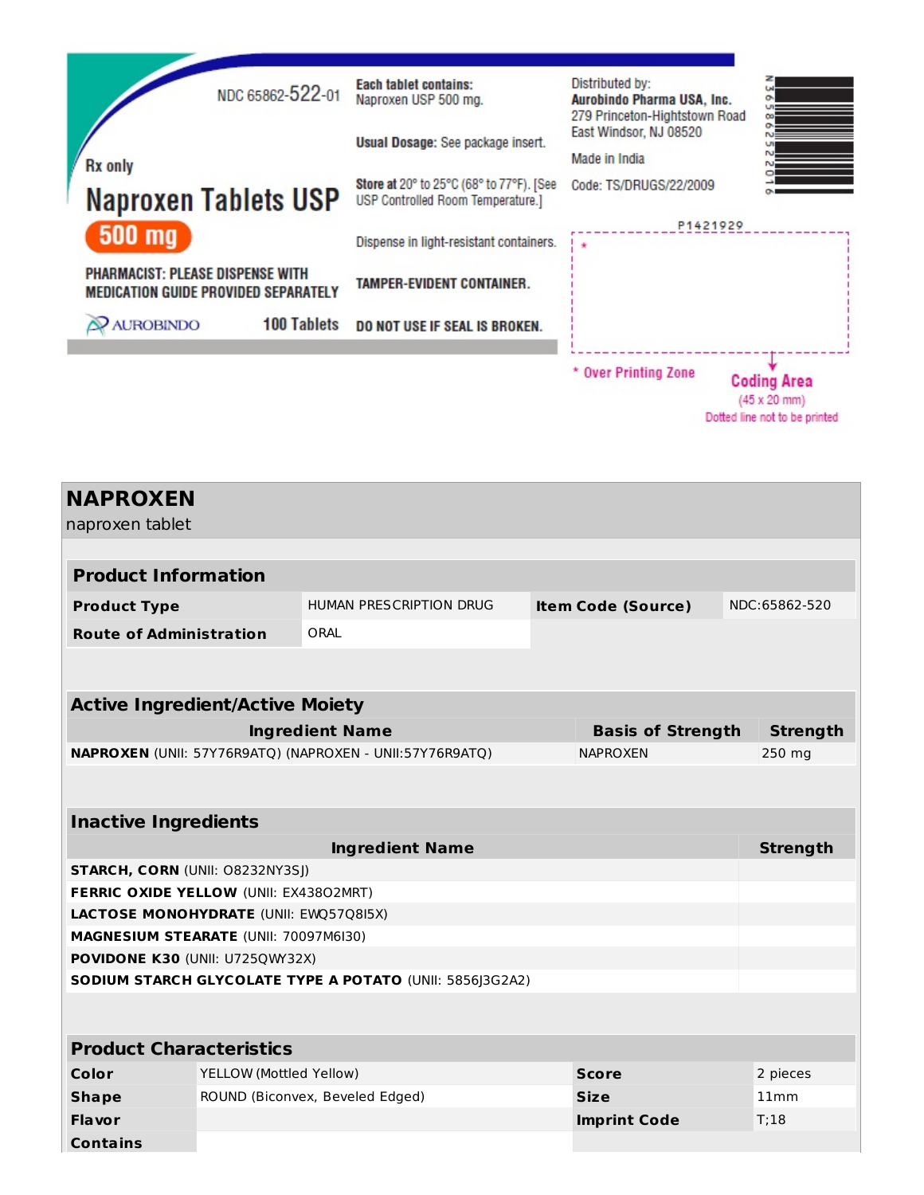NDC 65862-522-01

Rx only

**Naproxen Tablets USP**

**500 mg**

**PHARMACIST: PLEASE DISPENSE WITH MEDICATION GUIDE PROVIDED SEPARATELY**

AUROBINDO

**100 Tablets**

**Each tablet contains:**
Naproxen USP 500 mg.

**Usual Dosage:** See package insert.

**Store at** 20° to 25°C (68° to 77°F). [See USP Controlled Room Temperature.]

Dispense in light-resistant containers.

**TAMPER-EVIDENT CONTAINER.**

**DO NOT USE IF SEAL IS BROKEN.**

Distributed by:
**Aurobindo Pharma USA, Inc.**
279 Princeton-Hightstown Road
East Windsor, NJ 08520

Made in India

Code: TS/DRUGS/22/2009

N 3 65862 52201 6

P1421929

\* Over Printing Zone

Coding Area
(45 x 20 mm)
Dotted line not to be printed

## NAPROXEN

naproxen tablet

### Product Information

| | | | |
|---|---|---|---|
| **Product Type** | HUMAN PRESCRIPTION DRUG | **Item Code (Source)** | NDC:65862-520 |
| **Route of Administration** | ORAL | | |

### Active Ingredient/Active Moiety

| Ingredient Name | Basis of Strength | Strength |
|---|---|---|
| **NAPROXEN** (UNII: 57Y76R9ATQ) (NAPROXEN - UNII:57Y76R9ATQ) | NAPROXEN | 250 mg |

### Inactive Ingredients

| Ingredient Name | Strength |
|---|---|
| **STARCH, CORN** (UNII: O8232NY3SJ) | |
| **FERRIC OXIDE YELLOW** (UNII: EX438O2MRT) | |
| **LACTOSE MONOHYDRATE** (UNII: EWQ57Q8I5X) | |
| **MAGNESIUM STEARATE** (UNII: 70097M6I30) | |
| **POVIDONE K30** (UNII: U725QWY32X) | |
| **SODIUM STARCH GLYCOLATE TYPE A POTATO** (UNII: 5856J3G2A2) | |

### Product Characteristics

| | | | |
|---|---|---|---|
| **Color** | YELLOW (Mottled Yellow) | **Score** | 2 pieces |
| **Shape** | ROUND (Biconvex, Beveled Edged) | **Size** | 11mm |
| **Flavor** | | **Imprint Code** | T;18 |
| **Contains** | | | |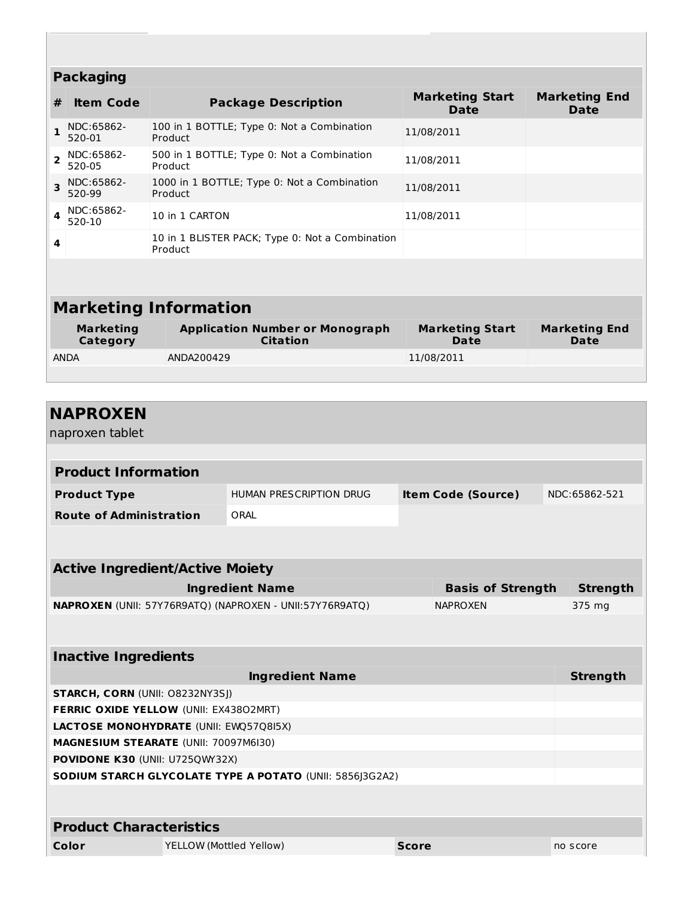## Packaging

| # | Item Code | Package Description | Marketing Start Date | Marketing End Date |
|---|---|---|---|---|
| 1 | NDC:65862-520-01 | 100 in 1 BOTTLE; Type 0: Not a Combination Product | 11/08/2011 | |
| 2 | NDC:65862-520-05 | 500 in 1 BOTTLE; Type 0: Not a Combination Product | 11/08/2011 | |
| 3 | NDC:65862-520-99 | 1000 in 1 BOTTLE; Type 0: Not a Combination Product | 11/08/2011 | |
| 4 | NDC:65862-520-10 | 10 in 1 CARTON | 11/08/2011 | |
| 4 | | 10 in 1 BLISTER PACK; Type 0: Not a Combination Product | | |

## Marketing Information

| Marketing Category | Application Number or Monograph Citation | Marketing Start Date | Marketing End Date |
|---|---|---|---|
| ANDA | ANDA200429 | 11/08/2011 | |

# NAPROXEN

naproxen tablet

## Product Information

| | | | |
|---|---|---|---|
| **Product Type** | HUMAN PRESCRIPTION DRUG | **Item Code (Source)** | NDC:65862-521 |
| **Route of Administration** | ORAL | | |

## Active Ingredient/Active Moiety

| Ingredient Name | Basis of Strength | Strength |
|---|---|---|
| **NAPROXEN** (UNII: 57Y76R9ATQ) (NAPROXEN - UNII:57Y76R9ATQ) | NAPROXEN | 375 mg |

## Inactive Ingredients

| Ingredient Name | Strength |
|---|---|
| **STARCH, CORN** (UNII: O8232NY3SJ) | |
| **FERRIC OXIDE YELLOW** (UNII: EX438O2MRT) | |
| **LACTOSE MONOHYDRATE** (UNII: EWQ57Q8I5X) | |
| **MAGNESIUM STEARATE** (UNII: 70097M6I30) | |
| **POVIDONE K30** (UNII: U725QWY32X) | |
| **SODIUM STARCH GLYCOLATE TYPE A POTATO** (UNII: 5856J3G2A2) | |

## Product Characteristics

| | | | |
|---|---|---|---|
| **Color** | YELLOW (Mottled Yellow) | **Score** | no score |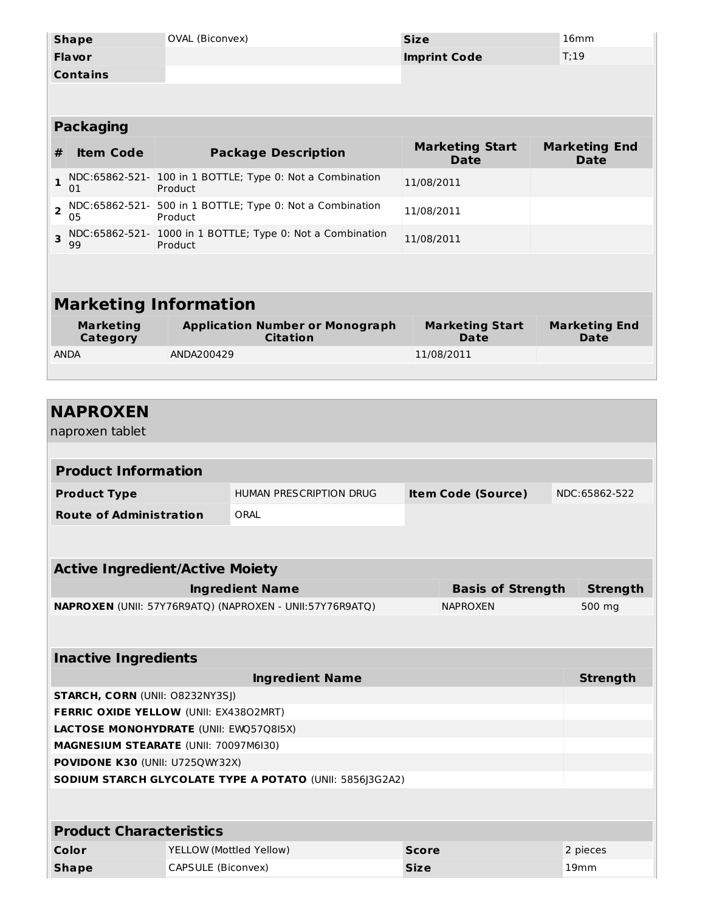| | | | |
|---|---|---|---|
| **Shape** | OVAL (Biconvex) | **Size** | 16mm |
| **Flavor** | | **Imprint Code** | T;19 |
| **Contains** | | | |

## Packaging

| # | Item Code | Package Description | Marketing Start Date | Marketing End Date |
|---|---|---|---|---|
| 1 | NDC:65862-521-01 | 100 in 1 BOTTLE; Type 0: Not a Combination Product | 11/08/2011 | |
| 2 | NDC:65862-521-05 | 500 in 1 BOTTLE; Type 0: Not a Combination Product | 11/08/2011 | |
| 3 | NDC:65862-521-99 | 1000 in 1 BOTTLE; Type 0: Not a Combination Product | 11/08/2011 | |

## Marketing Information

| Marketing Category | Application Number or Monograph Citation | Marketing Start Date | Marketing End Date |
|---|---|---|---|
| ANDA | ANDA200429 | 11/08/2011 | |

# NAPROXEN

naproxen tablet

## Product Information

| | | | |
|---|---|---|---|
| **Product Type** | HUMAN PRESCRIPTION DRUG | **Item Code (Source)** | NDC:65862-522 |
| **Route of Administration** | ORAL | | |

## Active Ingredient/Active Moiety

| Ingredient Name | Basis of Strength | Strength |
|---|---|---|
| **NAPROXEN** (UNII: 57Y76R9ATQ) (NAPROXEN - UNII:57Y76R9ATQ) | NAPROXEN | 500 mg |

## Inactive Ingredients

| Ingredient Name | Strength |
|---|---|
| **STARCH, CORN** (UNII: O8232NY3SJ) | |
| **FERRIC OXIDE YELLOW** (UNII: EX438O2MRT) | |
| **LACTOSE MONOHYDRATE** (UNII: EWQ57Q8I5X) | |
| **MAGNESIUM STEARATE** (UNII: 70097M6I30) | |
| **POVIDONE K30** (UNII: U725QWY32X) | |
| **SODIUM STARCH GLYCOLATE TYPE A POTATO** (UNII: 5856J3G2A2) | |

## Product Characteristics

| | | | |
|---|---|---|---|
| **Color** | YELLOW (Mottled Yellow) | **Score** | 2 pieces |
| **Shape** | CAPSULE (Biconvex) | **Size** | 19mm |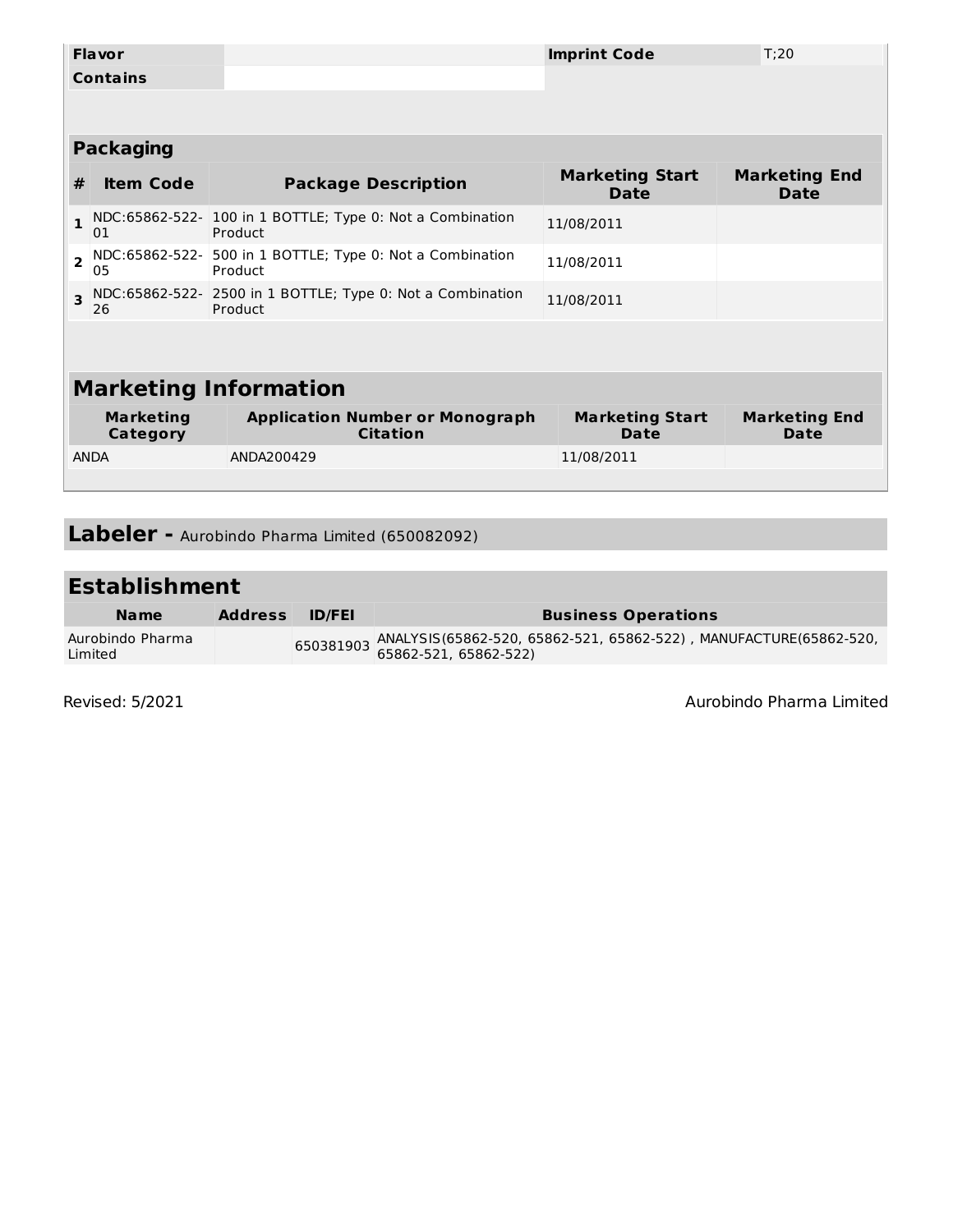| | | | |
|---|---|---|---|
| **Flavor** | | **Imprint Code** | T;20 |
| **Contains** | | | |

### Packaging

| # | Item Code | Package Description | Marketing Start Date | Marketing End Date |
|---|---|---|---|---|
| 1 | NDC:65862-522-01 | 100 in 1 BOTTLE; Type 0: Not a Combination Product | 11/08/2011 | |
| 2 | NDC:65862-522-05 | 500 in 1 BOTTLE; Type 0: Not a Combination Product | 11/08/2011 | |
| 3 | NDC:65862-522-26 | 2500 in 1 BOTTLE; Type 0: Not a Combination Product | 11/08/2011 | |

## Marketing Information

| Marketing Category | Application Number or Monograph Citation | Marketing Start Date | Marketing End Date |
|---|---|---|---|
| ANDA | ANDA200429 | 11/08/2011 | |

## Labeler - Aurobindo Pharma Limited (650082092)

## Establishment

| Name | Address | ID/FEI | Business Operations |
|---|---|---|---|
| Aurobindo Pharma Limited | | 650381903 | ANALYSIS(65862-520, 65862-521, 65862-522) , MANUFACTURE(65862-520, 65862-521, 65862-522) |

Revised: 5/2021

Aurobindo Pharma Limited